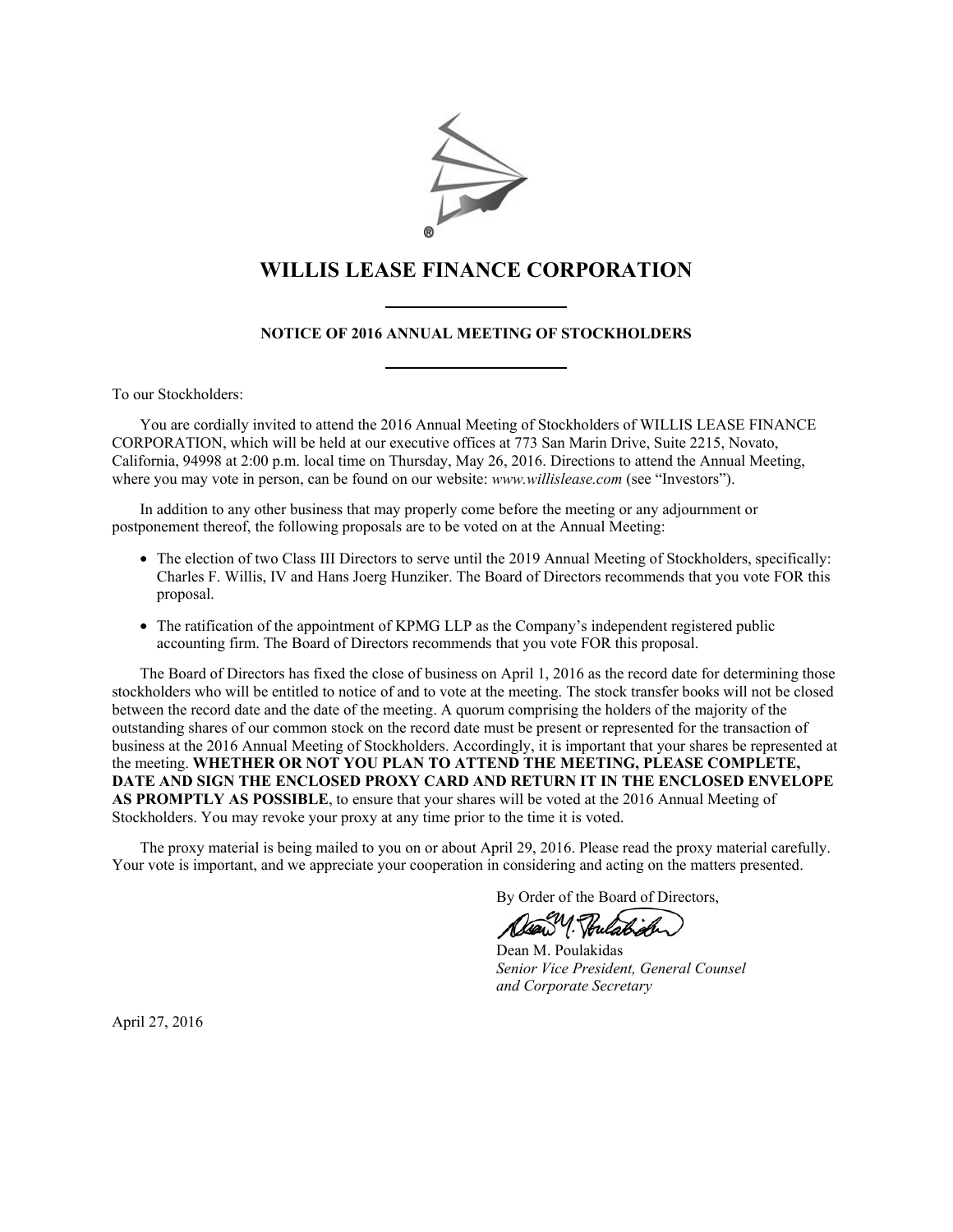# WILLIS LEASE FINANCE CORPORATION

## NOTICE OF 2016 ANNUAL MEETING OF STOCKHOLDERS

To our Stockholders:

You are cordially invited to attend the 2016 Annual Meeting of Stockholders of WILLIS LEASE FINANCE CORPORATION, which will be held at our executive offices at 773 San Marin Drive, Suite 2215, Novato, California, 94998 at 2:00 p.m. local time on Thursday, May 26, 2016. Directions to attend the Annual Meeting, where you may vote in person, can be found on our website: *www.willislease.com* (see "Investors").

In addition to any other business that may properly come before the meeting or any adjournment or postponement thereof, the following proposals are to be voted on at the Annual Meeting:

- The election of two Class III Directors to serve until the 2019 Annual Meeting of Stockholders, specifically: Charles F. Willis, IV and Hans Joerg Hunziker. The Board of Directors recommends that you vote FOR this proposal.
- The ratification of the appointment of KPMG LLP as the Company's independent registered public accounting firm. The Board of Directors recommends that you vote FOR this proposal.

The Board of Directors has fixed the close of business on April 1, 2016 as the record date for determining those stockholders who will be entitled to notice of and to vote at the meeting. The stock transfer books will not be closed between the record date and the date of the meeting. A quorum comprising the holders of the majority of the outstanding shares of our common stock on the record date must be present or represented for the transaction of business at the 2016 Annual Meeting of Stockholders. Accordingly, it is important that your shares be represented at the meeting. **WHETHER OR NOT YOU PLAN TO ATTEND THE MEETING, PLEASE COMPLETE, DATE AND SIGN THE ENCLOSED PROXY CARD AND RETURN IT IN THE ENCLOSED ENVELOPE AS PROMPTLY AS POSSIBLE**, to ensure that your shares will be voted at the 2016 Annual Meeting of Stockholders. You may revoke your proxy at any time prior to the time it is voted.

The proxy material is being mailed to you on or about April 29, 2016. Please read the proxy material carefully. Your vote is important, and we appreciate your cooperation in considering and acting on the matters presented.

By Order of the Board of Directors,

Dean M. Poulakidas
*Senior Vice President, General Counsel and Corporate Secretary*

April 27, 2016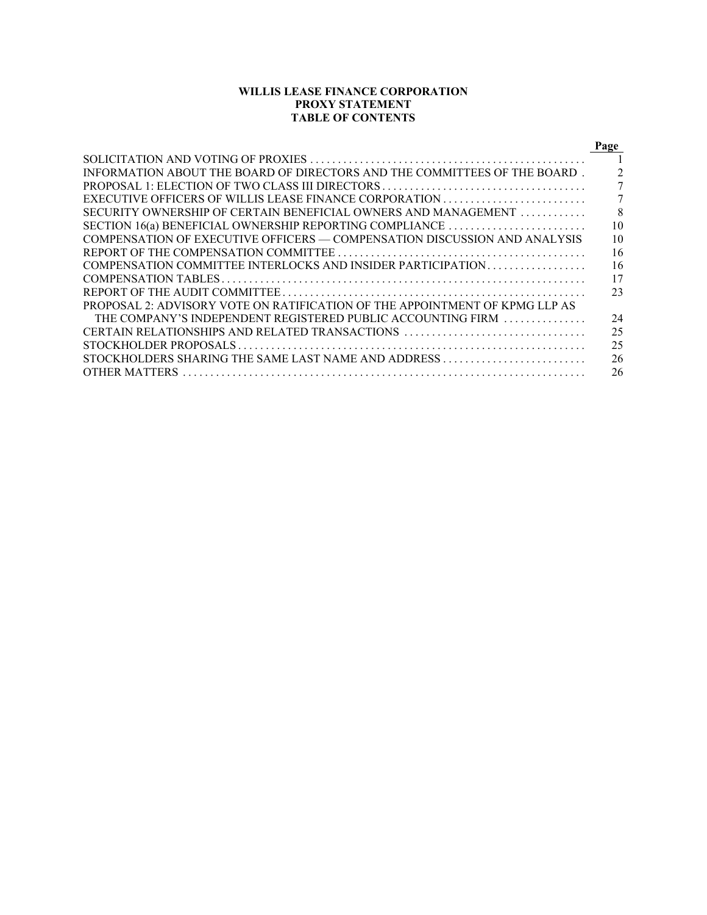# WILLIS LEASE FINANCE CORPORATION
## PROXY STATEMENT
## TABLE OF CONTENTS

| | Page |
|---|---|
| SOLICITATION AND VOTING OF PROXIES | 1 |
| INFORMATION ABOUT THE BOARD OF DIRECTORS AND THE COMMITTEES OF THE BOARD | 2 |
| PROPOSAL 1: ELECTION OF TWO CLASS III DIRECTORS | 7 |
| EXECUTIVE OFFICERS OF WILLIS LEASE FINANCE CORPORATION | 7 |
| SECURITY OWNERSHIP OF CERTAIN BENEFICIAL OWNERS AND MANAGEMENT | 8 |
| SECTION 16(a) BENEFICIAL OWNERSHIP REPORTING COMPLIANCE | 10 |
| COMPENSATION OF EXECUTIVE OFFICERS — COMPENSATION DISCUSSION AND ANALYSIS | 10 |
| REPORT OF THE COMPENSATION COMMITTEE | 16 |
| COMPENSATION COMMITTEE INTERLOCKS AND INSIDER PARTICIPATION | 16 |
| COMPENSATION TABLES | 17 |
| REPORT OF THE AUDIT COMMITTEE | 23 |
| PROPOSAL 2: ADVISORY VOTE ON RATIFICATION OF THE APPOINTMENT OF KPMG LLP AS THE COMPANY'S INDEPENDENT REGISTERED PUBLIC ACCOUNTING FIRM | 24 |
| CERTAIN RELATIONSHIPS AND RELATED TRANSACTIONS | 25 |
| STOCKHOLDER PROPOSALS | 25 |
| STOCKHOLDERS SHARING THE SAME LAST NAME AND ADDRESS | 26 |
| OTHER MATTERS | 26 |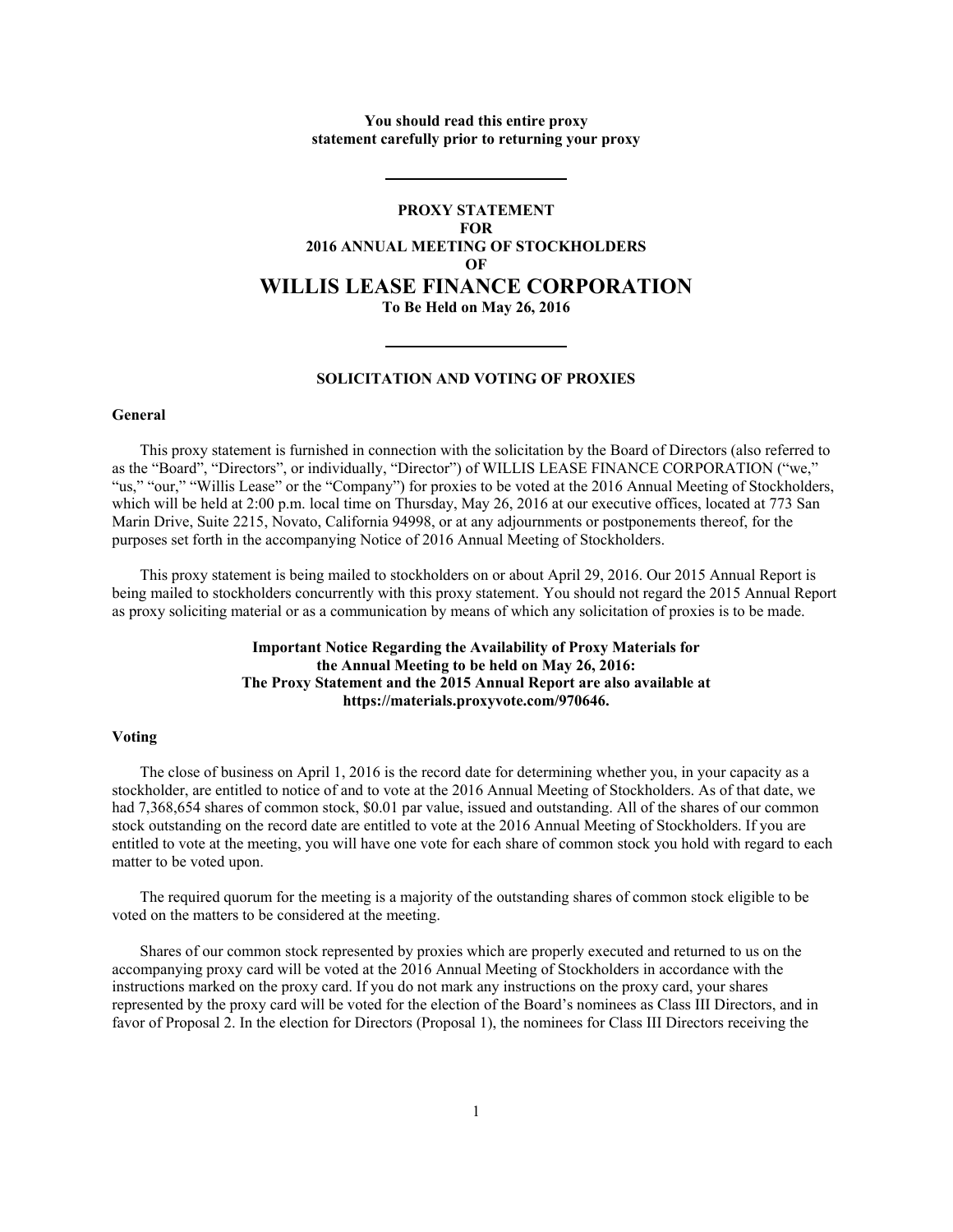**You should read this entire proxy statement carefully prior to returning your proxy**

---

# PROXY STATEMENT
# FOR
# 2016 ANNUAL MEETING OF STOCKHOLDERS
# OF
# WILLIS LEASE FINANCE CORPORATION

**To Be Held on May 26, 2016**

---

## SOLICITATION AND VOTING OF PROXIES

### General

This proxy statement is furnished in connection with the solicitation by the Board of Directors (also referred to as the "Board", "Directors", or individually, "Director") of WILLIS LEASE FINANCE CORPORATION ("we," "us," "our," "Willis Lease" or the "Company") for proxies to be voted at the 2016 Annual Meeting of Stockholders, which will be held at 2:00 p.m. local time on Thursday, May 26, 2016 at our executive offices, located at 773 San Marin Drive, Suite 2215, Novato, California 94998, or at any adjournments or postponements thereof, for the purposes set forth in the accompanying Notice of 2016 Annual Meeting of Stockholders.

This proxy statement is being mailed to stockholders on or about April 29, 2016. Our 2015 Annual Report is being mailed to stockholders concurrently with this proxy statement. You should not regard the 2015 Annual Report as proxy soliciting material or as a communication by means of which any solicitation of proxies is to be made.

**Important Notice Regarding the Availability of Proxy Materials for the Annual Meeting to be held on May 26, 2016: The Proxy Statement and the 2015 Annual Report are also available at https://materials.proxyvote.com/970646.**

### Voting

The close of business on April 1, 2016 is the record date for determining whether you, in your capacity as a stockholder, are entitled to notice of and to vote at the 2016 Annual Meeting of Stockholders. As of that date, we had 7,368,654 shares of common stock, $0.01 par value, issued and outstanding. All of the shares of our common stock outstanding on the record date are entitled to vote at the 2016 Annual Meeting of Stockholders. If you are entitled to vote at the meeting, you will have one vote for each share of common stock you hold with regard to each matter to be voted upon.

The required quorum for the meeting is a majority of the outstanding shares of common stock eligible to be voted on the matters to be considered at the meeting.

Shares of our common stock represented by proxies which are properly executed and returned to us on the accompanying proxy card will be voted at the 2016 Annual Meeting of Stockholders in accordance with the instructions marked on the proxy card. If you do not mark any instructions on the proxy card, your shares represented by the proxy card will be voted for the election of the Board's nominees as Class III Directors, and in favor of Proposal 2. In the election for Directors (Proposal 1), the nominees for Class III Directors receiving the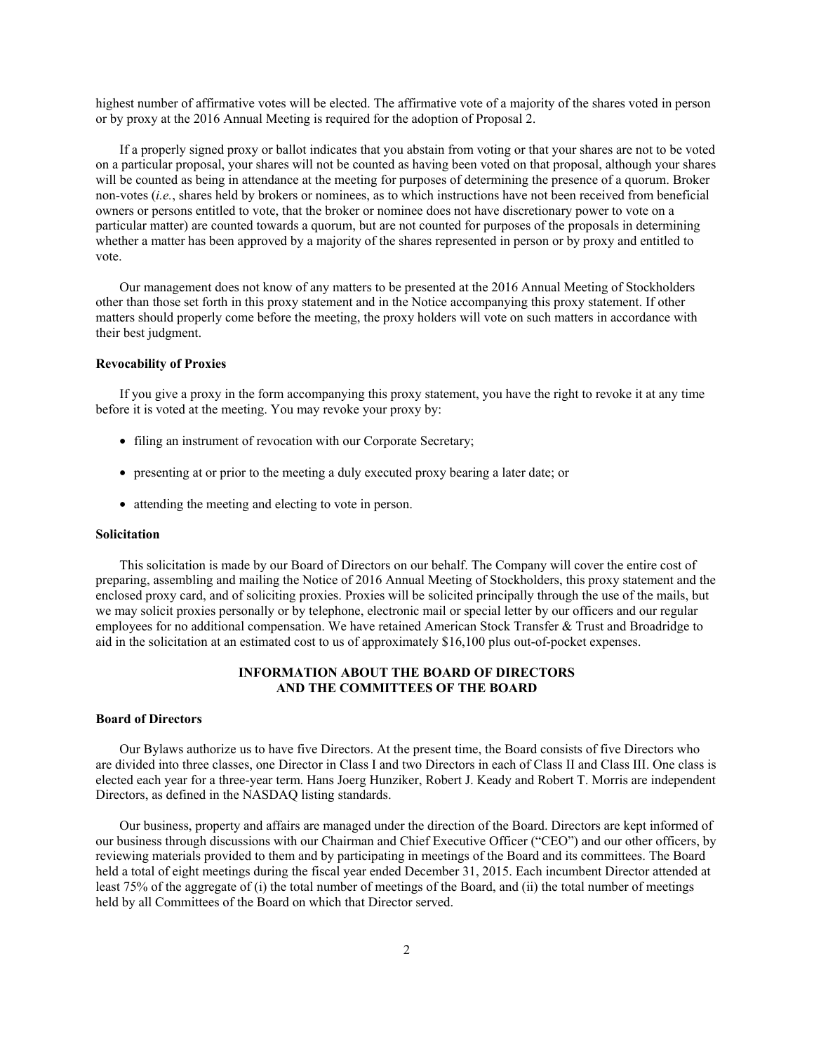highest number of affirmative votes will be elected. The affirmative vote of a majority of the shares voted in person or by proxy at the 2016 Annual Meeting is required for the adoption of Proposal 2.

If a properly signed proxy or ballot indicates that you abstain from voting or that your shares are not to be voted on a particular proposal, your shares will not be counted as having been voted on that proposal, although your shares will be counted as being in attendance at the meeting for purposes of determining the presence of a quorum. Broker non-votes (*i.e.*, shares held by brokers or nominees, as to which instructions have not been received from beneficial owners or persons entitled to vote, that the broker or nominee does not have discretionary power to vote on a particular matter) are counted towards a quorum, but are not counted for purposes of the proposals in determining whether a matter has been approved by a majority of the shares represented in person or by proxy and entitled to vote.

Our management does not know of any matters to be presented at the 2016 Annual Meeting of Stockholders other than those set forth in this proxy statement and in the Notice accompanying this proxy statement. If other matters should properly come before the meeting, the proxy holders will vote on such matters in accordance with their best judgment.

**Revocability of Proxies**

If you give a proxy in the form accompanying this proxy statement, you have the right to revoke it at any time before it is voted at the meeting. You may revoke your proxy by:

- filing an instrument of revocation with our Corporate Secretary;
- presenting at or prior to the meeting a duly executed proxy bearing a later date; or
- attending the meeting and electing to vote in person.

**Solicitation**

This solicitation is made by our Board of Directors on our behalf. The Company will cover the entire cost of preparing, assembling and mailing the Notice of 2016 Annual Meeting of Stockholders, this proxy statement and the enclosed proxy card, and of soliciting proxies. Proxies will be solicited principally through the use of the mails, but we may solicit proxies personally or by telephone, electronic mail or special letter by our officers and our regular employees for no additional compensation. We have retained American Stock Transfer & Trust and Broadridge to aid in the solicitation at an estimated cost to us of approximately $16,100 plus out-of-pocket expenses.

## INFORMATION ABOUT THE BOARD OF DIRECTORS AND THE COMMITTEES OF THE BOARD

**Board of Directors**

Our Bylaws authorize us to have five Directors. At the present time, the Board consists of five Directors who are divided into three classes, one Director in Class I and two Directors in each of Class II and Class III. One class is elected each year for a three-year term. Hans Joerg Hunziker, Robert J. Keady and Robert T. Morris are independent Directors, as defined in the NASDAQ listing standards.

Our business, property and affairs are managed under the direction of the Board. Directors are kept informed of our business through discussions with our Chairman and Chief Executive Officer ("CEO") and our other officers, by reviewing materials provided to them and by participating in meetings of the Board and its committees. The Board held a total of eight meetings during the fiscal year ended December 31, 2015. Each incumbent Director attended at least 75% of the aggregate of (i) the total number of meetings of the Board, and (ii) the total number of meetings held by all Committees of the Board on which that Director served.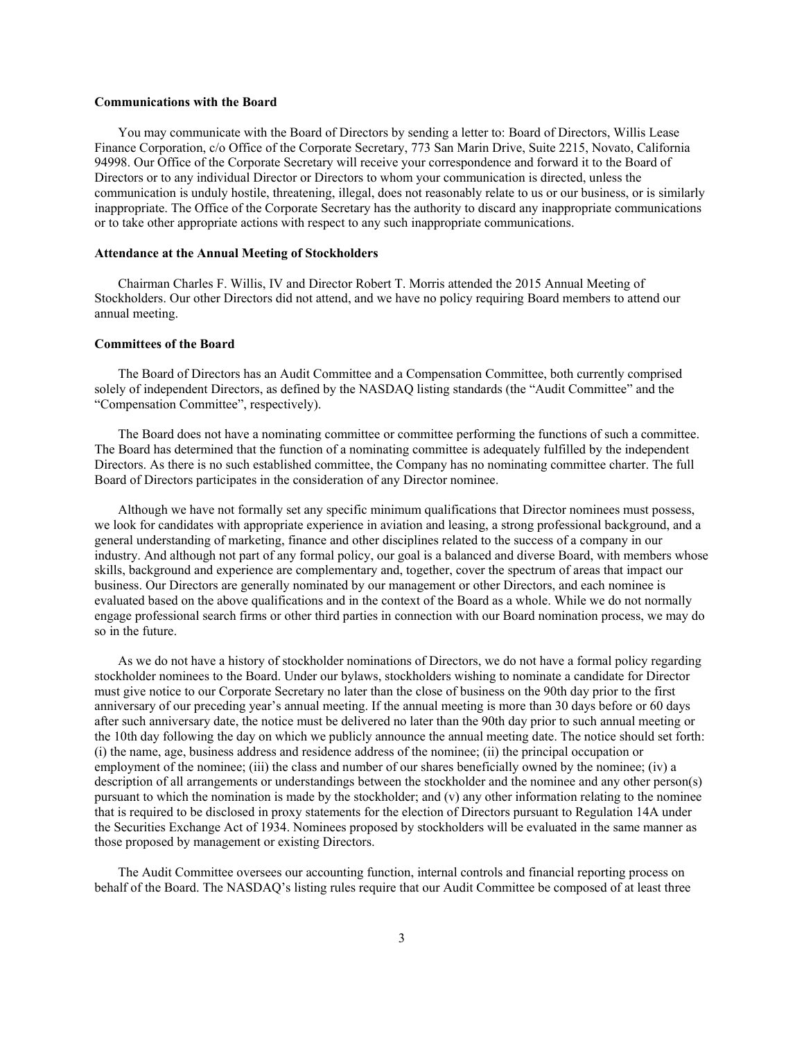**Communications with the Board**

You may communicate with the Board of Directors by sending a letter to: Board of Directors, Willis Lease Finance Corporation, c/o Office of the Corporate Secretary, 773 San Marin Drive, Suite 2215, Novato, California 94998. Our Office of the Corporate Secretary will receive your correspondence and forward it to the Board of Directors or to any individual Director or Directors to whom your communication is directed, unless the communication is unduly hostile, threatening, illegal, does not reasonably relate to us or our business, or is similarly inappropriate. The Office of the Corporate Secretary has the authority to discard any inappropriate communications or to take other appropriate actions with respect to any such inappropriate communications.

**Attendance at the Annual Meeting of Stockholders**

Chairman Charles F. Willis, IV and Director Robert T. Morris attended the 2015 Annual Meeting of Stockholders. Our other Directors did not attend, and we have no policy requiring Board members to attend our annual meeting.

**Committees of the Board**

The Board of Directors has an Audit Committee and a Compensation Committee, both currently comprised solely of independent Directors, as defined by the NASDAQ listing standards (the "Audit Committee" and the "Compensation Committee", respectively).

The Board does not have a nominating committee or committee performing the functions of such a committee. The Board has determined that the function of a nominating committee is adequately fulfilled by the independent Directors. As there is no such established committee, the Company has no nominating committee charter. The full Board of Directors participates in the consideration of any Director nominee.

Although we have not formally set any specific minimum qualifications that Director nominees must possess, we look for candidates with appropriate experience in aviation and leasing, a strong professional background, and a general understanding of marketing, finance and other disciplines related to the success of a company in our industry. And although not part of any formal policy, our goal is a balanced and diverse Board, with members whose skills, background and experience are complementary and, together, cover the spectrum of areas that impact our business. Our Directors are generally nominated by our management or other Directors, and each nominee is evaluated based on the above qualifications and in the context of the Board as a whole. While we do not normally engage professional search firms or other third parties in connection with our Board nomination process, we may do so in the future.

As we do not have a history of stockholder nominations of Directors, we do not have a formal policy regarding stockholder nominees to the Board. Under our bylaws, stockholders wishing to nominate a candidate for Director must give notice to our Corporate Secretary no later than the close of business on the 90th day prior to the first anniversary of our preceding year's annual meeting. If the annual meeting is more than 30 days before or 60 days after such anniversary date, the notice must be delivered no later than the 90th day prior to such annual meeting or the 10th day following the day on which we publicly announce the annual meeting date. The notice should set forth: (i) the name, age, business address and residence address of the nominee; (ii) the principal occupation or employment of the nominee; (iii) the class and number of our shares beneficially owned by the nominee; (iv) a description of all arrangements or understandings between the stockholder and the nominee and any other person(s) pursuant to which the nomination is made by the stockholder; and (v) any other information relating to the nominee that is required to be disclosed in proxy statements for the election of Directors pursuant to Regulation 14A under the Securities Exchange Act of 1934. Nominees proposed by stockholders will be evaluated in the same manner as those proposed by management or existing Directors.

The Audit Committee oversees our accounting function, internal controls and financial reporting process on behalf of the Board. The NASDAQ's listing rules require that our Audit Committee be composed of at least three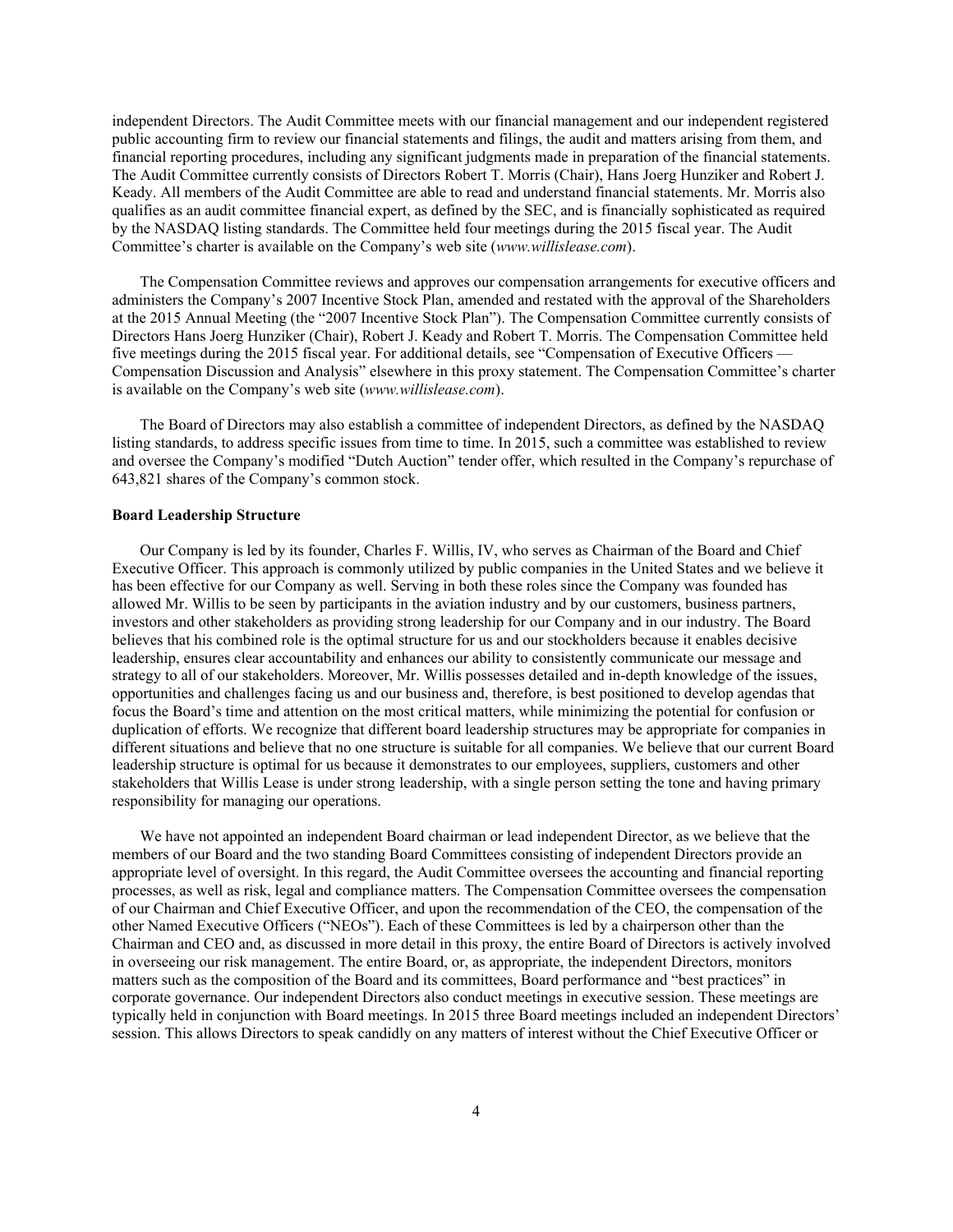independent Directors. The Audit Committee meets with our financial management and our independent registered public accounting firm to review our financial statements and filings, the audit and matters arising from them, and financial reporting procedures, including any significant judgments made in preparation of the financial statements. The Audit Committee currently consists of Directors Robert T. Morris (Chair), Hans Joerg Hunziker and Robert J. Keady. All members of the Audit Committee are able to read and understand financial statements. Mr. Morris also qualifies as an audit committee financial expert, as defined by the SEC, and is financially sophisticated as required by the NASDAQ listing standards. The Committee held four meetings during the 2015 fiscal year. The Audit Committee's charter is available on the Company's web site (*www.willislease.com*).

The Compensation Committee reviews and approves our compensation arrangements for executive officers and administers the Company's 2007 Incentive Stock Plan, amended and restated with the approval of the Shareholders at the 2015 Annual Meeting (the "2007 Incentive Stock Plan"). The Compensation Committee currently consists of Directors Hans Joerg Hunziker (Chair), Robert J. Keady and Robert T. Morris. The Compensation Committee held five meetings during the 2015 fiscal year. For additional details, see "Compensation of Executive Officers — Compensation Discussion and Analysis" elsewhere in this proxy statement. The Compensation Committee's charter is available on the Company's web site (*www.willislease.com*).

The Board of Directors may also establish a committee of independent Directors, as defined by the NASDAQ listing standards, to address specific issues from time to time. In 2015, such a committee was established to review and oversee the Company's modified "Dutch Auction" tender offer, which resulted in the Company's repurchase of 643,821 shares of the Company's common stock.

**Board Leadership Structure**

Our Company is led by its founder, Charles F. Willis, IV, who serves as Chairman of the Board and Chief Executive Officer. This approach is commonly utilized by public companies in the United States and we believe it has been effective for our Company as well. Serving in both these roles since the Company was founded has allowed Mr. Willis to be seen by participants in the aviation industry and by our customers, business partners, investors and other stakeholders as providing strong leadership for our Company and in our industry. The Board believes that his combined role is the optimal structure for us and our stockholders because it enables decisive leadership, ensures clear accountability and enhances our ability to consistently communicate our message and strategy to all of our stakeholders. Moreover, Mr. Willis possesses detailed and in-depth knowledge of the issues, opportunities and challenges facing us and our business and, therefore, is best positioned to develop agendas that focus the Board's time and attention on the most critical matters, while minimizing the potential for confusion or duplication of efforts. We recognize that different board leadership structures may be appropriate for companies in different situations and believe that no one structure is suitable for all companies. We believe that our current Board leadership structure is optimal for us because it demonstrates to our employees, suppliers, customers and other stakeholders that Willis Lease is under strong leadership, with a single person setting the tone and having primary responsibility for managing our operations.

We have not appointed an independent Board chairman or lead independent Director, as we believe that the members of our Board and the two standing Board Committees consisting of independent Directors provide an appropriate level of oversight. In this regard, the Audit Committee oversees the accounting and financial reporting processes, as well as risk, legal and compliance matters. The Compensation Committee oversees the compensation of our Chairman and Chief Executive Officer, and upon the recommendation of the CEO, the compensation of the other Named Executive Officers ("NEOs"). Each of these Committees is led by a chairperson other than the Chairman and CEO and, as discussed in more detail in this proxy, the entire Board of Directors is actively involved in overseeing our risk management. The entire Board, or, as appropriate, the independent Directors, monitors matters such as the composition of the Board and its committees, Board performance and "best practices" in corporate governance. Our independent Directors also conduct meetings in executive session. These meetings are typically held in conjunction with Board meetings. In 2015 three Board meetings included an independent Directors' session. This allows Directors to speak candidly on any matters of interest without the Chief Executive Officer or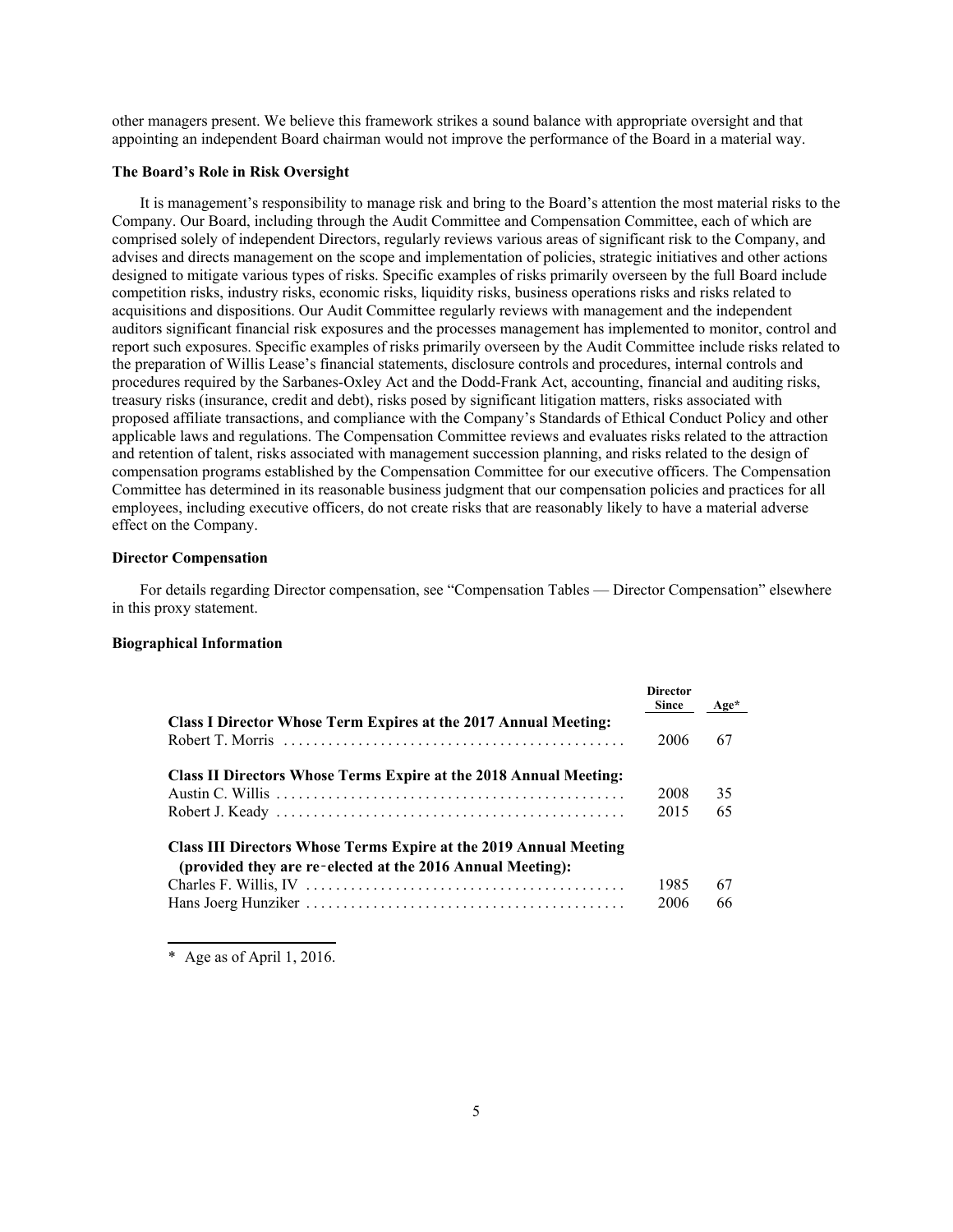other managers present. We believe this framework strikes a sound balance with appropriate oversight and that appointing an independent Board chairman would not improve the performance of the Board in a material way.

### The Board's Role in Risk Oversight

It is management's responsibility to manage risk and bring to the Board's attention the most material risks to the Company. Our Board, including through the Audit Committee and Compensation Committee, each of which are comprised solely of independent Directors, regularly reviews various areas of significant risk to the Company, and advises and directs management on the scope and implementation of policies, strategic initiatives and other actions designed to mitigate various types of risks. Specific examples of risks primarily overseen by the full Board include competition risks, industry risks, economic risks, liquidity risks, business operations risks and risks related to acquisitions and dispositions. Our Audit Committee regularly reviews with management and the independent auditors significant financial risk exposures and the processes management has implemented to monitor, control and report such exposures. Specific examples of risks primarily overseen by the Audit Committee include risks related to the preparation of Willis Lease's financial statements, disclosure controls and procedures, internal controls and procedures required by the Sarbanes-Oxley Act and the Dodd-Frank Act, accounting, financial and auditing risks, treasury risks (insurance, credit and debt), risks posed by significant litigation matters, risks associated with proposed affiliate transactions, and compliance with the Company's Standards of Ethical Conduct Policy and other applicable laws and regulations. The Compensation Committee reviews and evaluates risks related to the attraction and retention of talent, risks associated with management succession planning, and risks related to the design of compensation programs established by the Compensation Committee for our executive officers. The Compensation Committee has determined in its reasonable business judgment that our compensation policies and practices for all employees, including executive officers, do not create risks that are reasonably likely to have a material adverse effect on the Company.

### Director Compensation

For details regarding Director compensation, see "Compensation Tables — Director Compensation" elsewhere in this proxy statement.

### Biographical Information

| | Director Since | Age* |
|---|---|---|
| **Class I Director Whose Term Expires at the 2017 Annual Meeting:** | | |
| Robert T. Morris | 2006 | 67 |
| **Class II Directors Whose Terms Expire at the 2018 Annual Meeting:** | | |
| Austin C. Willis | 2008 | 35 |
| Robert J. Keady | 2015 | 65 |
| **Class III Directors Whose Terms Expire at the 2019 Annual Meeting (provided they are re-elected at the 2016 Annual Meeting):** | | |
| Charles F. Willis, IV | 1985 | 67 |
| Hans Joerg Hunziker | 2006 | 66 |

\* Age as of April 1, 2016.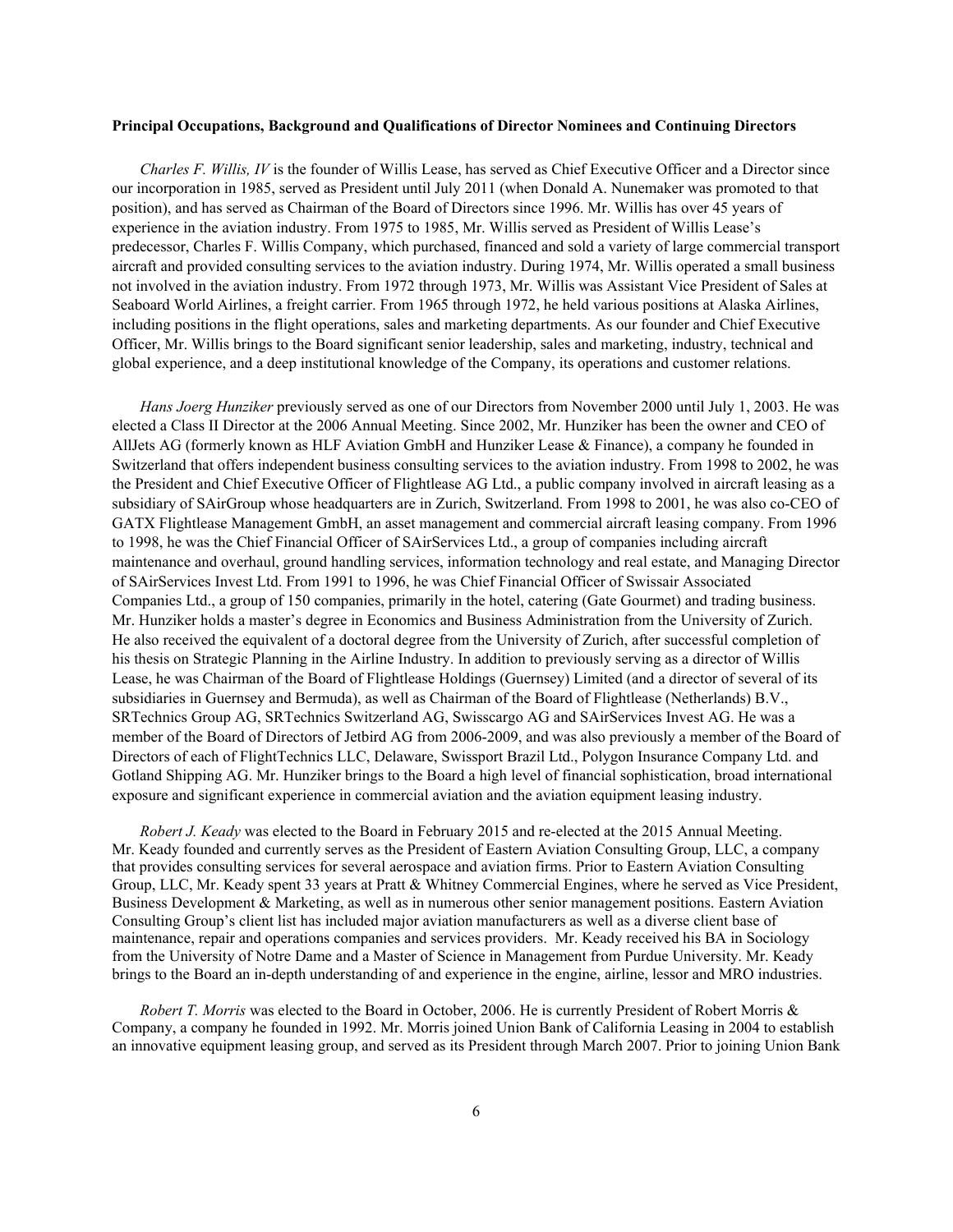**Principal Occupations, Background and Qualifications of Director Nominees and Continuing Directors**

*Charles F. Willis, IV* is the founder of Willis Lease, has served as Chief Executive Officer and a Director since our incorporation in 1985, served as President until July 2011 (when Donald A. Nunemaker was promoted to that position), and has served as Chairman of the Board of Directors since 1996. Mr. Willis has over 45 years of experience in the aviation industry. From 1975 to 1985, Mr. Willis served as President of Willis Lease's predecessor, Charles F. Willis Company, which purchased, financed and sold a variety of large commercial transport aircraft and provided consulting services to the aviation industry. During 1974, Mr. Willis operated a small business not involved in the aviation industry. From 1972 through 1973, Mr. Willis was Assistant Vice President of Sales at Seaboard World Airlines, a freight carrier. From 1965 through 1972, he held various positions at Alaska Airlines, including positions in the flight operations, sales and marketing departments. As our founder and Chief Executive Officer, Mr. Willis brings to the Board significant senior leadership, sales and marketing, industry, technical and global experience, and a deep institutional knowledge of the Company, its operations and customer relations.

*Hans Joerg Hunziker* previously served as one of our Directors from November 2000 until July 1, 2003. He was elected a Class II Director at the 2006 Annual Meeting. Since 2002, Mr. Hunziker has been the owner and CEO of AllJets AG (formerly known as HLF Aviation GmbH and Hunziker Lease & Finance), a company he founded in Switzerland that offers independent business consulting services to the aviation industry. From 1998 to 2002, he was the President and Chief Executive Officer of Flightlease AG Ltd., a public company involved in aircraft leasing as a subsidiary of SAirGroup whose headquarters are in Zurich, Switzerland. From 1998 to 2001, he was also co-CEO of GATX Flightlease Management GmbH, an asset management and commercial aircraft leasing company. From 1996 to 1998, he was the Chief Financial Officer of SAirServices Ltd., a group of companies including aircraft maintenance and overhaul, ground handling services, information technology and real estate, and Managing Director of SAirServices Invest Ltd. From 1991 to 1996, he was Chief Financial Officer of Swissair Associated Companies Ltd., a group of 150 companies, primarily in the hotel, catering (Gate Gourmet) and trading business. Mr. Hunziker holds a master's degree in Economics and Business Administration from the University of Zurich. He also received the equivalent of a doctoral degree from the University of Zurich, after successful completion of his thesis on Strategic Planning in the Airline Industry. In addition to previously serving as a director of Willis Lease, he was Chairman of the Board of Flightlease Holdings (Guernsey) Limited (and a director of several of its subsidiaries in Guernsey and Bermuda), as well as Chairman of the Board of Flightlease (Netherlands) B.V., SRTechnics Group AG, SRTechnics Switzerland AG, Swisscargo AG and SAirServices Invest AG. He was a member of the Board of Directors of Jetbird AG from 2006-2009, and was also previously a member of the Board of Directors of each of FlightTechnics LLC, Delaware, Swissport Brazil Ltd., Polygon Insurance Company Ltd. and Gotland Shipping AG. Mr. Hunziker brings to the Board a high level of financial sophistication, broad international exposure and significant experience in commercial aviation and the aviation equipment leasing industry.

*Robert J. Keady* was elected to the Board in February 2015 and re-elected at the 2015 Annual Meeting. Mr. Keady founded and currently serves as the President of Eastern Aviation Consulting Group, LLC, a company that provides consulting services for several aerospace and aviation firms. Prior to Eastern Aviation Consulting Group, LLC, Mr. Keady spent 33 years at Pratt & Whitney Commercial Engines, where he served as Vice President, Business Development & Marketing, as well as in numerous other senior management positions. Eastern Aviation Consulting Group's client list has included major aviation manufacturers as well as a diverse client base of maintenance, repair and operations companies and services providers. Mr. Keady received his BA in Sociology from the University of Notre Dame and a Master of Science in Management from Purdue University. Mr. Keady brings to the Board an in-depth understanding of and experience in the engine, airline, lessor and MRO industries.

*Robert T. Morris* was elected to the Board in October, 2006. He is currently President of Robert Morris & Company, a company he founded in 1992. Mr. Morris joined Union Bank of California Leasing in 2004 to establish an innovative equipment leasing group, and served as its President through March 2007. Prior to joining Union Bank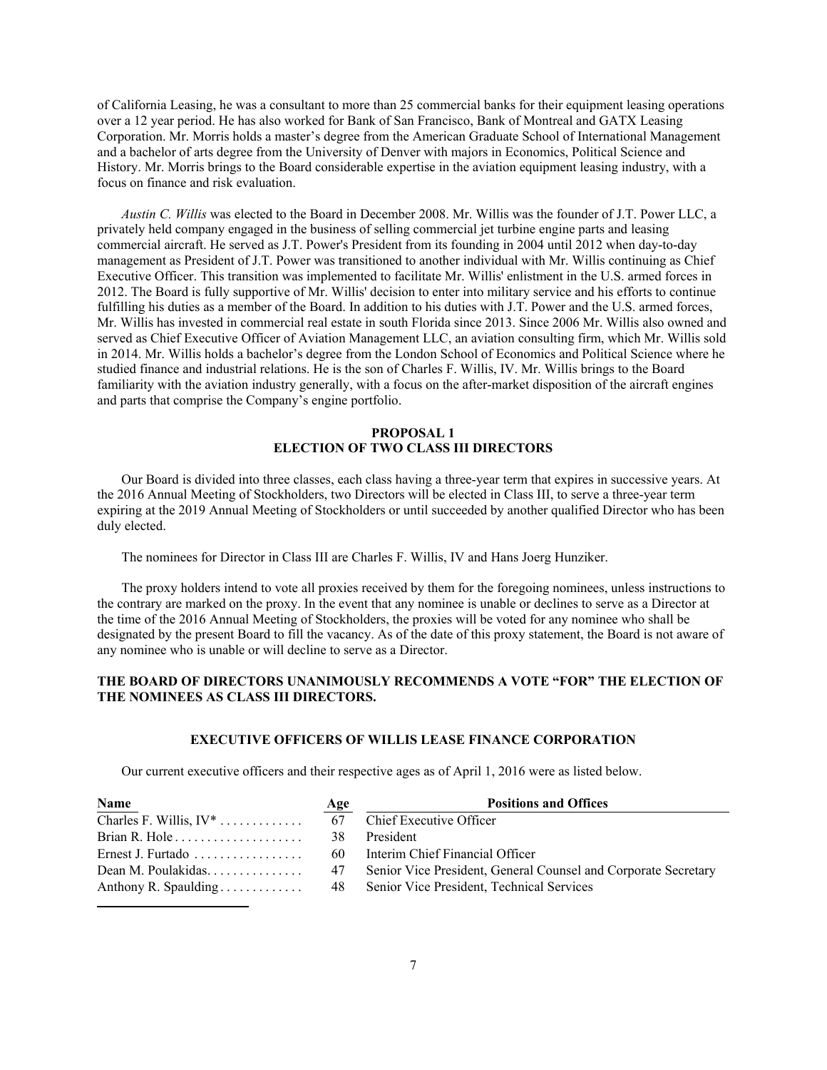of California Leasing, he was a consultant to more than 25 commercial banks for their equipment leasing operations over a 12 year period. He has also worked for Bank of San Francisco, Bank of Montreal and GATX Leasing Corporation. Mr. Morris holds a master's degree from the American Graduate School of International Management and a bachelor of arts degree from the University of Denver with majors in Economics, Political Science and History. Mr. Morris brings to the Board considerable expertise in the aviation equipment leasing industry, with a focus on finance and risk evaluation.

*Austin C. Willis* was elected to the Board in December 2008. Mr. Willis was the founder of J.T. Power LLC, a privately held company engaged in the business of selling commercial jet turbine engine parts and leasing commercial aircraft. He served as J.T. Power's President from its founding in 2004 until 2012 when day-to-day management as President of J.T. Power was transitioned to another individual with Mr. Willis continuing as Chief Executive Officer. This transition was implemented to facilitate Mr. Willis' enlistment in the U.S. armed forces in 2012. The Board is fully supportive of Mr. Willis' decision to enter into military service and his efforts to continue fulfilling his duties as a member of the Board. In addition to his duties with J.T. Power and the U.S. armed forces, Mr. Willis has invested in commercial real estate in south Florida since 2013. Since 2006 Mr. Willis also owned and served as Chief Executive Officer of Aviation Management LLC, an aviation consulting firm, which Mr. Willis sold in 2014. Mr. Willis holds a bachelor's degree from the London School of Economics and Political Science where he studied finance and industrial relations. He is the son of Charles F. Willis, IV. Mr. Willis brings to the Board familiarity with the aviation industry generally, with a focus on the after-market disposition of the aircraft engines and parts that comprise the Company's engine portfolio.

## PROPOSAL 1
## ELECTION OF TWO CLASS III DIRECTORS

Our Board is divided into three classes, each class having a three-year term that expires in successive years. At the 2016 Annual Meeting of Stockholders, two Directors will be elected in Class III, to serve a three-year term expiring at the 2019 Annual Meeting of Stockholders or until succeeded by another qualified Director who has been duly elected.

The nominees for Director in Class III are Charles F. Willis, IV and Hans Joerg Hunziker.

The proxy holders intend to vote all proxies received by them for the foregoing nominees, unless instructions to the contrary are marked on the proxy. In the event that any nominee is unable or declines to serve as a Director at the time of the 2016 Annual Meeting of Stockholders, the proxies will be voted for any nominee who shall be designated by the present Board to fill the vacancy. As of the date of this proxy statement, the Board is not aware of any nominee who is unable or will decline to serve as a Director.

**THE BOARD OF DIRECTORS UNANIMOUSLY RECOMMENDS A VOTE "FOR" THE ELECTION OF THE NOMINEES AS CLASS III DIRECTORS.**

## EXECUTIVE OFFICERS OF WILLIS LEASE FINANCE CORPORATION

Our current executive officers and their respective ages as of April 1, 2016 were as listed below.

| Name | Age | Positions and Offices |
|---|---|---|
| Charles F. Willis, IV* | 67 | Chief Executive Officer |
| Brian R. Hole | 38 | President |
| Ernest J. Furtado | 60 | Interim Chief Financial Officer |
| Dean M. Poulakidas | 47 | Senior Vice President, General Counsel and Corporate Secretary |
| Anthony R. Spaulding | 48 | Senior Vice President, Technical Services |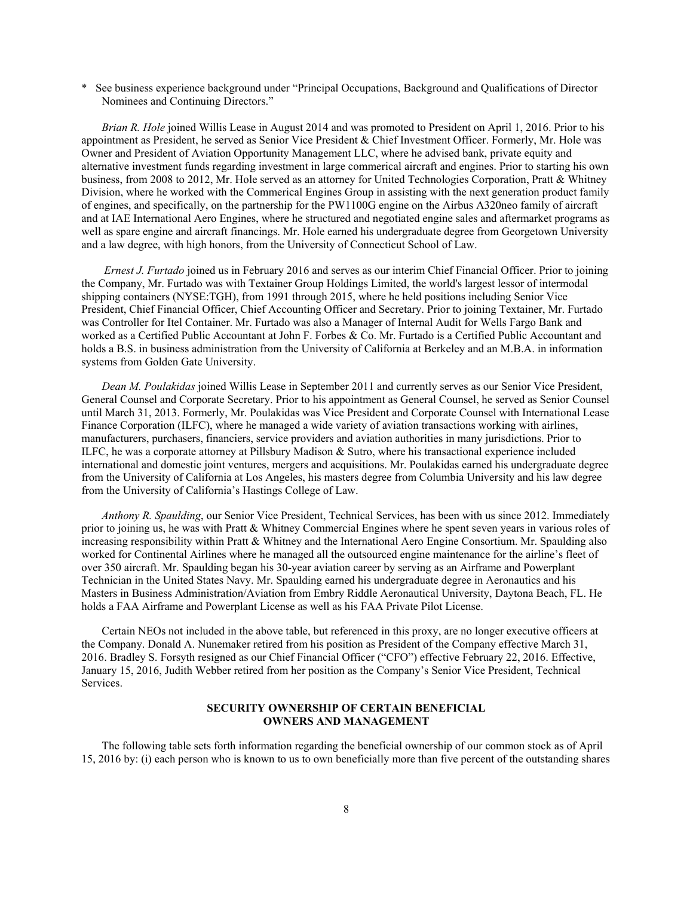\* See business experience background under "Principal Occupations, Background and Qualifications of Director Nominees and Continuing Directors."

*Brian R. Hole* joined Willis Lease in August 2014 and was promoted to President on April 1, 2016. Prior to his appointment as President, he served as Senior Vice President & Chief Investment Officer. Formerly, Mr. Hole was Owner and President of Aviation Opportunity Management LLC, where he advised bank, private equity and alternative investment funds regarding investment in large commerical aircraft and engines. Prior to starting his own business, from 2008 to 2012, Mr. Hole served as an attorney for United Technologies Corporation, Pratt & Whitney Division, where he worked with the Commerical Engines Group in assisting with the next generation product family of engines, and specifically, on the partnership for the PW1100G engine on the Airbus A320neo family of aircraft and at IAE International Aero Engines, where he structured and negotiated engine sales and aftermarket programs as well as spare engine and aircraft financings. Mr. Hole earned his undergraduate degree from Georgetown University and a law degree, with high honors, from the University of Connecticut School of Law.

*Ernest J. Furtado* joined us in February 2016 and serves as our interim Chief Financial Officer. Prior to joining the Company, Mr. Furtado was with Textainer Group Holdings Limited, the world's largest lessor of intermodal shipping containers (NYSE:TGH), from 1991 through 2015, where he held positions including Senior Vice President, Chief Financial Officer, Chief Accounting Officer and Secretary. Prior to joining Textainer, Mr. Furtado was Controller for Itel Container. Mr. Furtado was also a Manager of Internal Audit for Wells Fargo Bank and worked as a Certified Public Accountant at John F. Forbes & Co. Mr. Furtado is a Certified Public Accountant and holds a B.S. in business administration from the University of California at Berkeley and an M.B.A. in information systems from Golden Gate University.

*Dean M. Poulakidas* joined Willis Lease in September 2011 and currently serves as our Senior Vice President, General Counsel and Corporate Secretary. Prior to his appointment as General Counsel, he served as Senior Counsel until March 31, 2013. Formerly, Mr. Poulakidas was Vice President and Corporate Counsel with International Lease Finance Corporation (ILFC), where he managed a wide variety of aviation transactions working with airlines, manufacturers, purchasers, financiers, service providers and aviation authorities in many jurisdictions. Prior to ILFC, he was a corporate attorney at Pillsbury Madison & Sutro, where his transactional experience included international and domestic joint ventures, mergers and acquisitions. Mr. Poulakidas earned his undergraduate degree from the University of California at Los Angeles, his masters degree from Columbia University and his law degree from the University of California's Hastings College of Law.

*Anthony R. Spaulding*, our Senior Vice President, Technical Services, has been with us since 2012. Immediately prior to joining us, he was with Pratt & Whitney Commercial Engines where he spent seven years in various roles of increasing responsibility within Pratt & Whitney and the International Aero Engine Consortium. Mr. Spaulding also worked for Continental Airlines where he managed all the outsourced engine maintenance for the airline's fleet of over 350 aircraft. Mr. Spaulding began his 30-year aviation career by serving as an Airframe and Powerplant Technician in the United States Navy. Mr. Spaulding earned his undergraduate degree in Aeronautics and his Masters in Business Administration/Aviation from Embry Riddle Aeronautical University, Daytona Beach, FL. He holds a FAA Airframe and Powerplant License as well as his FAA Private Pilot License.

Certain NEOs not included in the above table, but referenced in this proxy, are no longer executive officers at the Company. Donald A. Nunemaker retired from his position as President of the Company effective March 31, 2016. Bradley S. Forsyth resigned as our Chief Financial Officer ("CFO") effective February 22, 2016. Effective, January 15, 2016, Judith Webber retired from her position as the Company's Senior Vice President, Technical Services.

## SECURITY OWNERSHIP OF CERTAIN BENEFICIAL OWNERS AND MANAGEMENT

The following table sets forth information regarding the beneficial ownership of our common stock as of April 15, 2016 by: (i) each person who is known to us to own beneficially more than five percent of the outstanding shares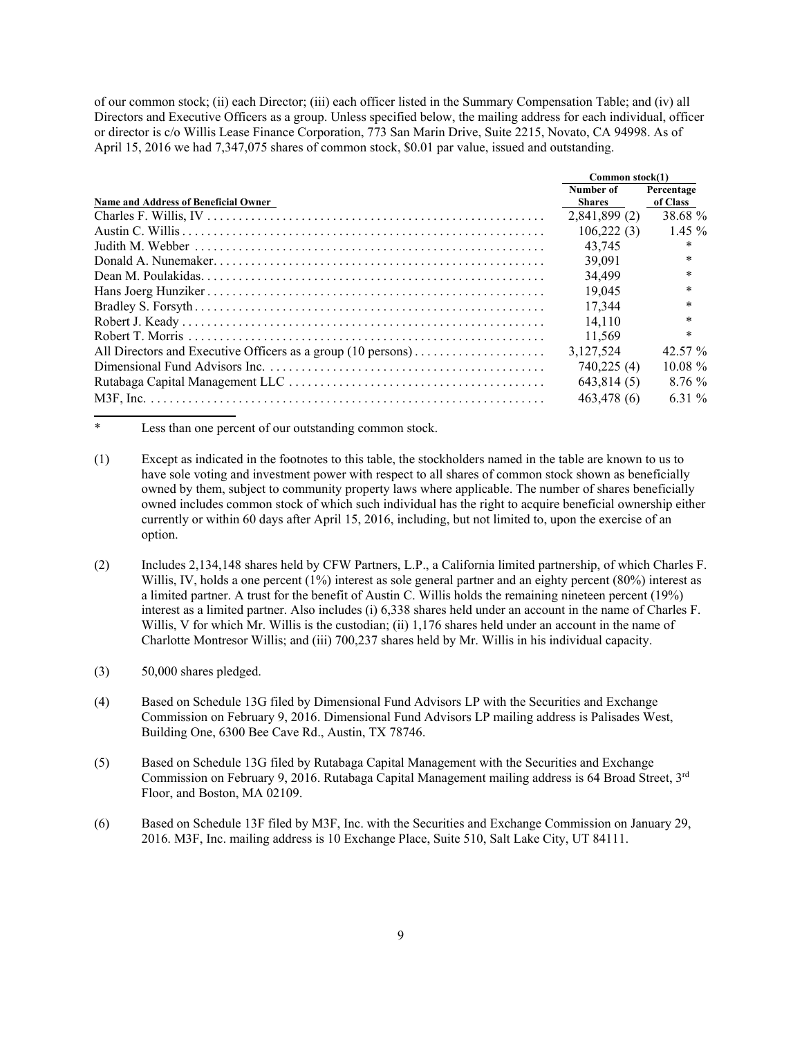of our common stock; (ii) each Director; (iii) each officer listed in the Summary Compensation Table; and (iv) all Directors and Executive Officers as a group. Unless specified below, the mailing address for each individual, officer or director is c/o Willis Lease Finance Corporation, 773 San Marin Drive, Suite 2215, Novato, CA 94998. As of April 15, 2016 we had 7,347,075 shares of common stock, $0.01 par value, issued and outstanding.

| Name and Address of Beneficial Owner | Common stock(1) Number of Shares | Percentage of Class |
|---|---|---|
| Charles F. Willis, IV | 2,841,899 (2) | 38.68 % |
| Austin C. Willis | 106,222 (3) | 1.45 % |
| Judith M. Webber | 43,745 | * |
| Donald A. Nunemaker | 39,091 | * |
| Dean M. Poulakidas | 34,499 | * |
| Hans Joerg Hunziker | 19,045 | * |
| Bradley S. Forsyth | 17,344 | * |
| Robert J. Keady | 14,110 | * |
| Robert T. Morris | 11,569 | * |
| All Directors and Executive Officers as a group (10 persons) | 3,127,524 | 42.57 % |
| Dimensional Fund Advisors Inc. | 740,225 (4) | 10.08 % |
| Rutabaga Capital Management LLC | 643,814 (5) | 8.76 % |
| M3F, Inc. | 463,478 (6) | 6.31 % |

\* Less than one percent of our outstanding common stock.

(1) Except as indicated in the footnotes to this table, the stockholders named in the table are known to us to have sole voting and investment power with respect to all shares of common stock shown as beneficially owned by them, subject to community property laws where applicable. The number of shares beneficially owned includes common stock of which such individual has the right to acquire beneficial ownership either currently or within 60 days after April 15, 2016, including, but not limited to, upon the exercise of an option.

(2) Includes 2,134,148 shares held by CFW Partners, L.P., a California limited partnership, of which Charles F. Willis, IV, holds a one percent (1%) interest as sole general partner and an eighty percent (80%) interest as a limited partner. A trust for the benefit of Austin C. Willis holds the remaining nineteen percent (19%) interest as a limited partner. Also includes (i) 6,338 shares held under an account in the name of Charles F. Willis, V for which Mr. Willis is the custodian; (ii) 1,176 shares held under an account in the name of Charlotte Montresor Willis; and (iii) 700,237 shares held by Mr. Willis in his individual capacity.

(3) 50,000 shares pledged.

(4) Based on Schedule 13G filed by Dimensional Fund Advisors LP with the Securities and Exchange Commission on February 9, 2016. Dimensional Fund Advisors LP mailing address is Palisades West, Building One, 6300 Bee Cave Rd., Austin, TX 78746.

(5) Based on Schedule 13G filed by Rutabaga Capital Management with the Securities and Exchange Commission on February 9, 2016. Rutabaga Capital Management mailing address is 64 Broad Street, 3rd Floor, and Boston, MA 02109.

(6) Based on Schedule 13F filed by M3F, Inc. with the Securities and Exchange Commission on January 29, 2016. M3F, Inc. mailing address is 10 Exchange Place, Suite 510, Salt Lake City, UT 84111.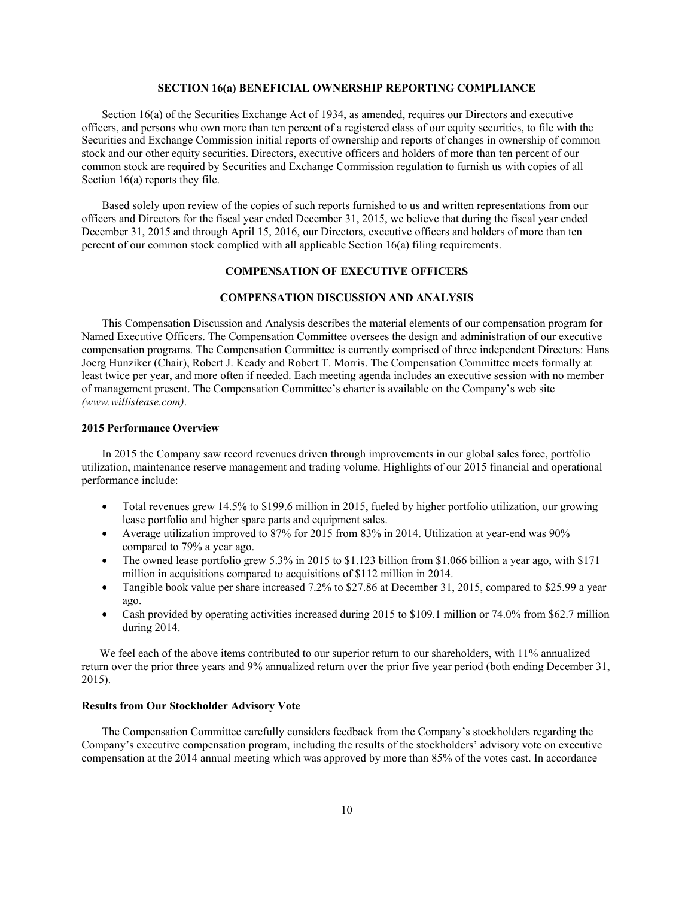## SECTION 16(a) BENEFICIAL OWNERSHIP REPORTING COMPLIANCE

Section 16(a) of the Securities Exchange Act of 1934, as amended, requires our Directors and executive officers, and persons who own more than ten percent of a registered class of our equity securities, to file with the Securities and Exchange Commission initial reports of ownership and reports of changes in ownership of common stock and our other equity securities. Directors, executive officers and holders of more than ten percent of our common stock are required by Securities and Exchange Commission regulation to furnish us with copies of all Section 16(a) reports they file.

Based solely upon review of the copies of such reports furnished to us and written representations from our officers and Directors for the fiscal year ended December 31, 2015, we believe that during the fiscal year ended December 31, 2015 and through April 15, 2016, our Directors, executive officers and holders of more than ten percent of our common stock complied with all applicable Section 16(a) filing requirements.

## COMPENSATION OF EXECUTIVE OFFICERS

## COMPENSATION DISCUSSION AND ANALYSIS

This Compensation Discussion and Analysis describes the material elements of our compensation program for Named Executive Officers. The Compensation Committee oversees the design and administration of our executive compensation programs. The Compensation Committee is currently comprised of three independent Directors: Hans Joerg Hunziker (Chair), Robert J. Keady and Robert T. Morris. The Compensation Committee meets formally at least twice per year, and more often if needed. Each meeting agenda includes an executive session with no member of management present. The Compensation Committee's charter is available on the Company's web site *(www.willislease.com)*.

### 2015 Performance Overview

In 2015 the Company saw record revenues driven through improvements in our global sales force, portfolio utilization, maintenance reserve management and trading volume. Highlights of our 2015 financial and operational performance include:

- Total revenues grew 14.5% to $199.6 million in 2015, fueled by higher portfolio utilization, our growing lease portfolio and higher spare parts and equipment sales.
- Average utilization improved to 87% for 2015 from 83% in 2014. Utilization at year-end was 90% compared to 79% a year ago.
- The owned lease portfolio grew 5.3% in 2015 to $1.123 billion from $1.066 billion a year ago, with $171 million in acquisitions compared to acquisitions of $112 million in 2014.
- Tangible book value per share increased 7.2% to $27.86 at December 31, 2015, compared to $25.99 a year ago.
- Cash provided by operating activities increased during 2015 to $109.1 million or 74.0% from $62.7 million during 2014.

We feel each of the above items contributed to our superior return to our shareholders, with 11% annualized return over the prior three years and 9% annualized return over the prior five year period (both ending December 31, 2015).

### Results from Our Stockholder Advisory Vote

The Compensation Committee carefully considers feedback from the Company's stockholders regarding the Company's executive compensation program, including the results of the stockholders' advisory vote on executive compensation at the 2014 annual meeting which was approved by more than 85% of the votes cast. In accordance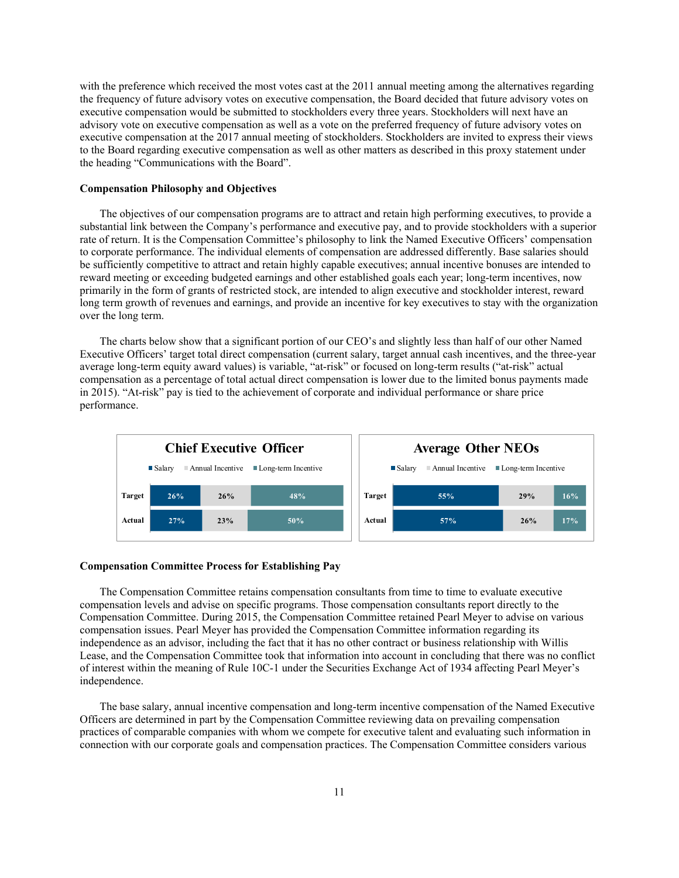with the preference which received the most votes cast at the 2011 annual meeting among the alternatives regarding the frequency of future advisory votes on executive compensation, the Board decided that future advisory votes on executive compensation would be submitted to stockholders every three years. Stockholders will next have an advisory vote on executive compensation as well as a vote on the preferred frequency of future advisory votes on executive compensation at the 2017 annual meeting of stockholders. Stockholders are invited to express their views to the Board regarding executive compensation as well as other matters as described in this proxy statement under the heading "Communications with the Board".

**Compensation Philosophy and Objectives**

The objectives of our compensation programs are to attract and retain high performing executives, to provide a substantial link between the Company's performance and executive pay, and to provide stockholders with a superior rate of return. It is the Compensation Committee's philosophy to link the Named Executive Officers' compensation to corporate performance. The individual elements of compensation are addressed differently. Base salaries should be sufficiently competitive to attract and retain highly capable executives; annual incentive bonuses are intended to reward meeting or exceeding budgeted earnings and other established goals each year; long-term incentives, now primarily in the form of grants of restricted stock, are intended to align executive and stockholder interest, reward long term growth of revenues and earnings, and provide an incentive for key executives to stay with the organization over the long term.

The charts below show that a significant portion of our CEO's and slightly less than half of our other Named Executive Officers' target total direct compensation (current salary, target annual cash incentives, and the three-year average long-term equity award values) is variable, "at-risk" or focused on long-term results ("at-risk" actual compensation as a percentage of total actual direct compensation is lower due to the limited bonus payments made in 2015). "At-risk" pay is tied to the achievement of corporate and individual performance or share price performance.

**Chief Executive Officer**

| | Salary | Annual Incentive | Long-term Incentive |
|---|---|---|---|
| Target | 26% | 26% | 48% |
| Actual | 27% | 23% | 50% |

**Average Other NEOs**

| | Salary | Annual Incentive | Long-term Incentive |
|---|---|---|---|
| Target | 55% | 29% | 16% |
| Actual | 57% | 26% | 17% |

**Compensation Committee Process for Establishing Pay**

The Compensation Committee retains compensation consultants from time to time to evaluate executive compensation levels and advise on specific programs. Those compensation consultants report directly to the Compensation Committee. During 2015, the Compensation Committee retained Pearl Meyer to advise on various compensation issues. Pearl Meyer has provided the Compensation Committee information regarding its independence as an advisor, including the fact that it has no other contract or business relationship with Willis Lease, and the Compensation Committee took that information into account in concluding that there was no conflict of interest within the meaning of Rule 10C-1 under the Securities Exchange Act of 1934 affecting Pearl Meyer's independence.

The base salary, annual incentive compensation and long-term incentive compensation of the Named Executive Officers are determined in part by the Compensation Committee reviewing data on prevailing compensation practices of comparable companies with whom we compete for executive talent and evaluating such information in connection with our corporate goals and compensation practices. The Compensation Committee considers various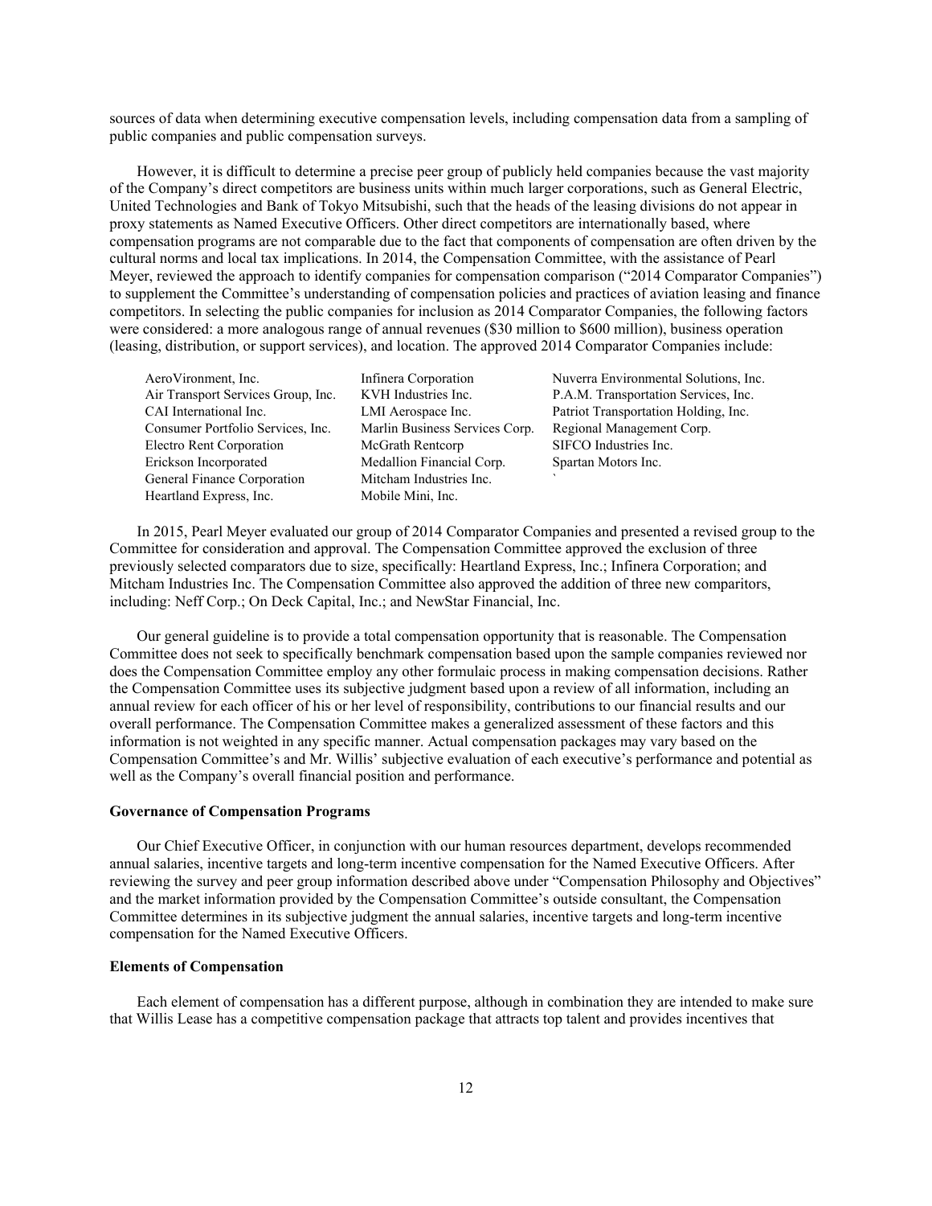sources of data when determining executive compensation levels, including compensation data from a sampling of public companies and public compensation surveys.

However, it is difficult to determine a precise peer group of publicly held companies because the vast majority of the Company's direct competitors are business units within much larger corporations, such as General Electric, United Technologies and Bank of Tokyo Mitsubishi, such that the heads of the leasing divisions do not appear in proxy statements as Named Executive Officers. Other direct competitors are internationally based, where compensation programs are not comparable due to the fact that components of compensation are often driven by the cultural norms and local tax implications. In 2014, the Compensation Committee, with the assistance of Pearl Meyer, reviewed the approach to identify companies for compensation comparison ("2014 Comparator Companies") to supplement the Committee's understanding of compensation policies and practices of aviation leasing and finance competitors. In selecting the public companies for inclusion as 2014 Comparator Companies, the following factors were considered: a more analogous range of annual revenues ($30 million to $600 million), business operation (leasing, distribution, or support services), and location. The approved 2014 Comparator Companies include:

| | | |
|---|---|---|
| AeroVironment, Inc. | Infinera Corporation | Nuverra Environmental Solutions, Inc. |
| Air Transport Services Group, Inc. | KVH Industries Inc. | P.A.M. Transportation Services, Inc. |
| CAI International Inc. | LMI Aerospace Inc. | Patriot Transportation Holding, Inc. |
| Consumer Portfolio Services, Inc. | Marlin Business Services Corp. | Regional Management Corp. |
| Electro Rent Corporation | McGrath Rentcorp | SIFCO Industries Inc. |
| Erickson Incorporated | Medallion Financial Corp. | Spartan Motors Inc. |
| General Finance Corporation | Mitcham Industries Inc. | ` |
| Heartland Express, Inc. | Mobile Mini, Inc. | |

In 2015, Pearl Meyer evaluated our group of 2014 Comparator Companies and presented a revised group to the Committee for consideration and approval. The Compensation Committee approved the exclusion of three previously selected comparators due to size, specifically: Heartland Express, Inc.; Infinera Corporation; and Mitcham Industries Inc. The Compensation Committee also approved the addition of three new comparitors, including: Neff Corp.; On Deck Capital, Inc.; and NewStar Financial, Inc.

Our general guideline is to provide a total compensation opportunity that is reasonable. The Compensation Committee does not seek to specifically benchmark compensation based upon the sample companies reviewed nor does the Compensation Committee employ any other formulaic process in making compensation decisions. Rather the Compensation Committee uses its subjective judgment based upon a review of all information, including an annual review for each officer of his or her level of responsibility, contributions to our financial results and our overall performance. The Compensation Committee makes a generalized assessment of these factors and this information is not weighted in any specific manner. Actual compensation packages may vary based on the Compensation Committee's and Mr. Willis' subjective evaluation of each executive's performance and potential as well as the Company's overall financial position and performance.

**Governance of Compensation Programs**

Our Chief Executive Officer, in conjunction with our human resources department, develops recommended annual salaries, incentive targets and long-term incentive compensation for the Named Executive Officers. After reviewing the survey and peer group information described above under "Compensation Philosophy and Objectives" and the market information provided by the Compensation Committee's outside consultant, the Compensation Committee determines in its subjective judgment the annual salaries, incentive targets and long-term incentive compensation for the Named Executive Officers.

**Elements of Compensation**

Each element of compensation has a different purpose, although in combination they are intended to make sure that Willis Lease has a competitive compensation package that attracts top talent and provides incentives that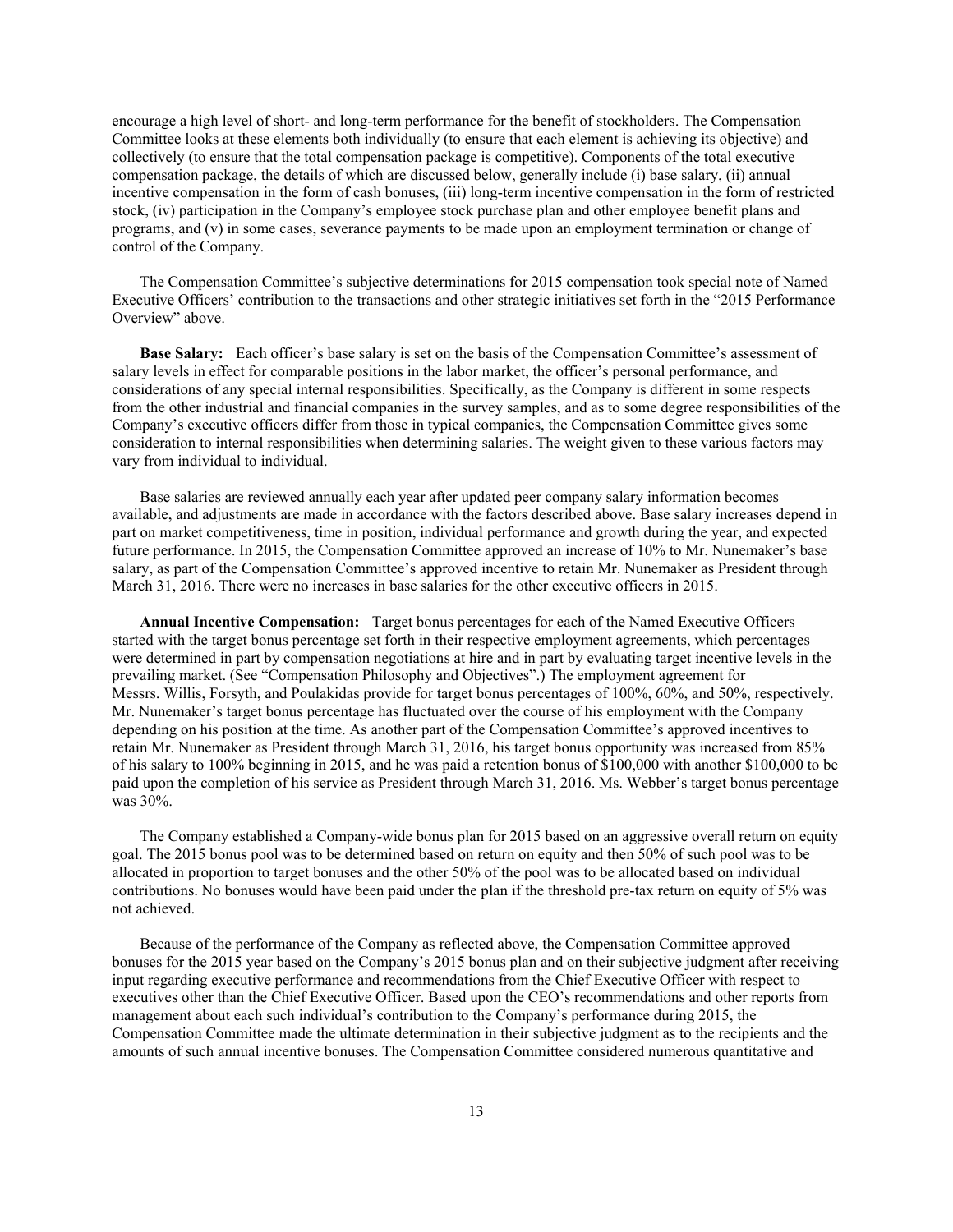encourage a high level of short- and long-term performance for the benefit of stockholders. The Compensation Committee looks at these elements both individually (to ensure that each element is achieving its objective) and collectively (to ensure that the total compensation package is competitive). Components of the total executive compensation package, the details of which are discussed below, generally include (i) base salary, (ii) annual incentive compensation in the form of cash bonuses, (iii) long-term incentive compensation in the form of restricted stock, (iv) participation in the Company's employee stock purchase plan and other employee benefit plans and programs, and (v) in some cases, severance payments to be made upon an employment termination or change of control of the Company.

The Compensation Committee's subjective determinations for 2015 compensation took special note of Named Executive Officers' contribution to the transactions and other strategic initiatives set forth in the "2015 Performance Overview" above.

**Base Salary:** Each officer's base salary is set on the basis of the Compensation Committee's assessment of salary levels in effect for comparable positions in the labor market, the officer's personal performance, and considerations of any special internal responsibilities. Specifically, as the Company is different in some respects from the other industrial and financial companies in the survey samples, and as to some degree responsibilities of the Company's executive officers differ from those in typical companies, the Compensation Committee gives some consideration to internal responsibilities when determining salaries. The weight given to these various factors may vary from individual to individual.

Base salaries are reviewed annually each year after updated peer company salary information becomes available, and adjustments are made in accordance with the factors described above. Base salary increases depend in part on market competitiveness, time in position, individual performance and growth during the year, and expected future performance. In 2015, the Compensation Committee approved an increase of 10% to Mr. Nunemaker's base salary, as part of the Compensation Committee's approved incentive to retain Mr. Nunemaker as President through March 31, 2016. There were no increases in base salaries for the other executive officers in 2015.

**Annual Incentive Compensation:** Target bonus percentages for each of the Named Executive Officers started with the target bonus percentage set forth in their respective employment agreements, which percentages were determined in part by compensation negotiations at hire and in part by evaluating target incentive levels in the prevailing market. (See "Compensation Philosophy and Objectives".) The employment agreement for Messrs. Willis, Forsyth, and Poulakidas provide for target bonus percentages of 100%, 60%, and 50%, respectively. Mr. Nunemaker's target bonus percentage has fluctuated over the course of his employment with the Company depending on his position at the time. As another part of the Compensation Committee's approved incentives to retain Mr. Nunemaker as President through March 31, 2016, his target bonus opportunity was increased from 85% of his salary to 100% beginning in 2015, and he was paid a retention bonus of $100,000 with another $100,000 to be paid upon the completion of his service as President through March 31, 2016. Ms. Webber's target bonus percentage was 30%.

The Company established a Company-wide bonus plan for 2015 based on an aggressive overall return on equity goal. The 2015 bonus pool was to be determined based on return on equity and then 50% of such pool was to be allocated in proportion to target bonuses and the other 50% of the pool was to be allocated based on individual contributions. No bonuses would have been paid under the plan if the threshold pre-tax return on equity of 5% was not achieved.

Because of the performance of the Company as reflected above, the Compensation Committee approved bonuses for the 2015 year based on the Company's 2015 bonus plan and on their subjective judgment after receiving input regarding executive performance and recommendations from the Chief Executive Officer with respect to executives other than the Chief Executive Officer. Based upon the CEO's recommendations and other reports from management about each such individual's contribution to the Company's performance during 2015, the Compensation Committee made the ultimate determination in their subjective judgment as to the recipients and the amounts of such annual incentive bonuses. The Compensation Committee considered numerous quantitative and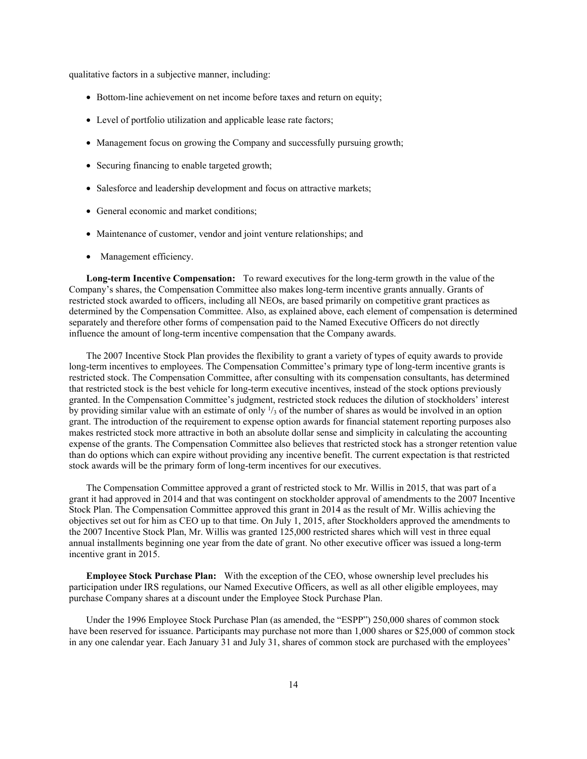qualitative factors in a subjective manner, including:

- Bottom-line achievement on net income before taxes and return on equity;
- Level of portfolio utilization and applicable lease rate factors;
- Management focus on growing the Company and successfully pursuing growth;
- Securing financing to enable targeted growth;
- Salesforce and leadership development and focus on attractive markets;
- General economic and market conditions;
- Maintenance of customer, vendor and joint venture relationships; and
- Management efficiency.

**Long-term Incentive Compensation:** To reward executives for the long-term growth in the value of the Company's shares, the Compensation Committee also makes long-term incentive grants annually. Grants of restricted stock awarded to officers, including all NEOs, are based primarily on competitive grant practices as determined by the Compensation Committee. Also, as explained above, each element of compensation is determined separately and therefore other forms of compensation paid to the Named Executive Officers do not directly influence the amount of long-term incentive compensation that the Company awards.

The 2007 Incentive Stock Plan provides the flexibility to grant a variety of types of equity awards to provide long-term incentives to employees. The Compensation Committee's primary type of long-term incentive grants is restricted stock. The Compensation Committee, after consulting with its compensation consultants, has determined that restricted stock is the best vehicle for long-term executive incentives, instead of the stock options previously granted. In the Compensation Committee's judgment, restricted stock reduces the dilution of stockholders' interest by providing similar value with an estimate of only $^1/_3$ of the number of shares as would be involved in an option grant. The introduction of the requirement to expense option awards for financial statement reporting purposes also makes restricted stock more attractive in both an absolute dollar sense and simplicity in calculating the accounting expense of the grants. The Compensation Committee also believes that restricted stock has a stronger retention value than do options which can expire without providing any incentive benefit. The current expectation is that restricted stock awards will be the primary form of long-term incentives for our executives.

The Compensation Committee approved a grant of restricted stock to Mr. Willis in 2015, that was part of a grant it had approved in 2014 and that was contingent on stockholder approval of amendments to the 2007 Incentive Stock Plan. The Compensation Committee approved this grant in 2014 as the result of Mr. Willis achieving the objectives set out for him as CEO up to that time. On July 1, 2015, after Stockholders approved the amendments to the 2007 Incentive Stock Plan, Mr. Willis was granted 125,000 restricted shares which will vest in three equal annual installments beginning one year from the date of grant. No other executive officer was issued a long-term incentive grant in 2015.

**Employee Stock Purchase Plan:** With the exception of the CEO, whose ownership level precludes his participation under IRS regulations, our Named Executive Officers, as well as all other eligible employees, may purchase Company shares at a discount under the Employee Stock Purchase Plan.

Under the 1996 Employee Stock Purchase Plan (as amended, the "ESPP") 250,000 shares of common stock have been reserved for issuance. Participants may purchase not more than 1,000 shares or $25,000 of common stock in any one calendar year. Each January 31 and July 31, shares of common stock are purchased with the employees'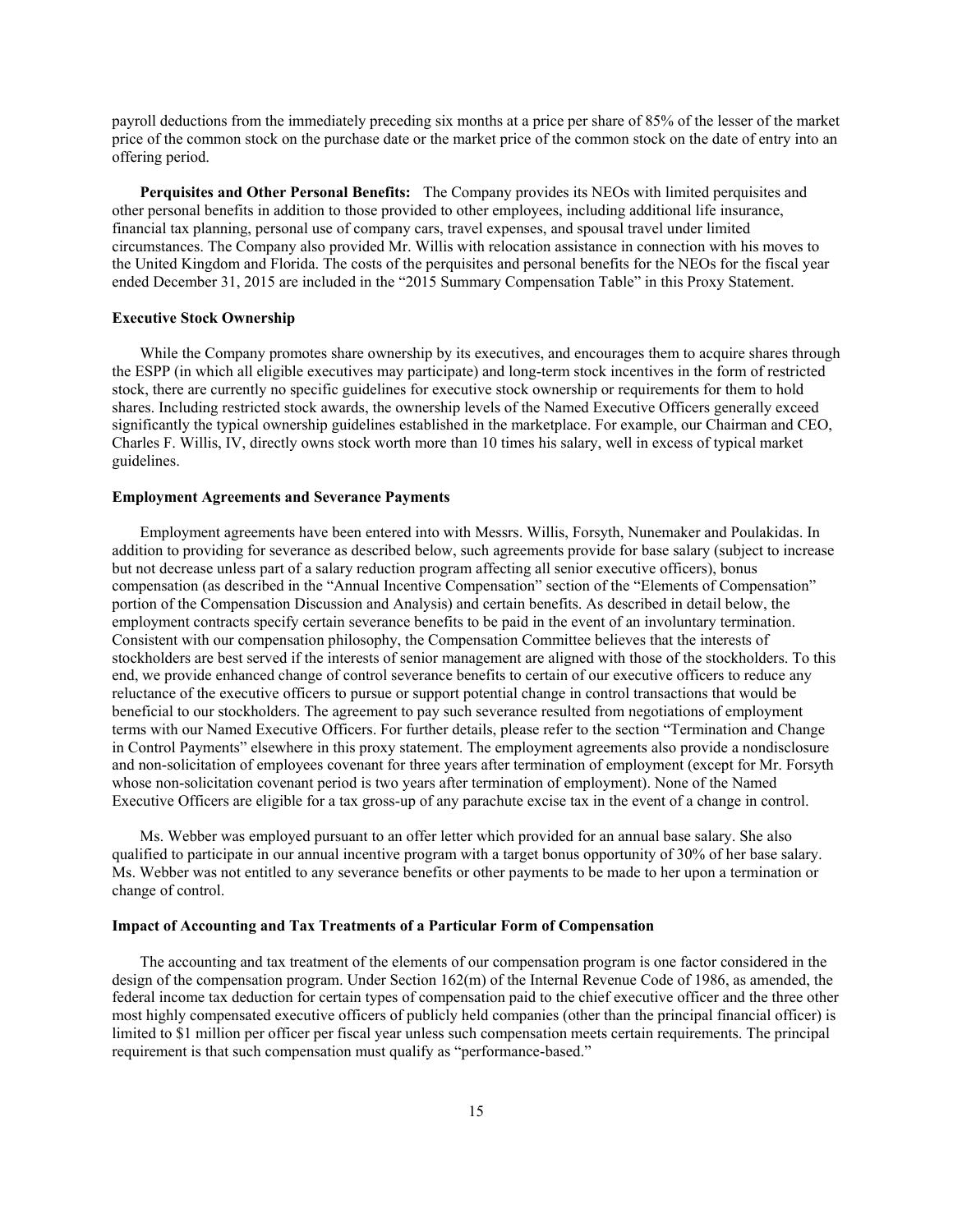payroll deductions from the immediately preceding six months at a price per share of 85% of the lesser of the market price of the common stock on the purchase date or the market price of the common stock on the date of entry into an offering period.

**Perquisites and Other Personal Benefits:** The Company provides its NEOs with limited perquisites and other personal benefits in addition to those provided to other employees, including additional life insurance, financial tax planning, personal use of company cars, travel expenses, and spousal travel under limited circumstances. The Company also provided Mr. Willis with relocation assistance in connection with his moves to the United Kingdom and Florida. The costs of the perquisites and personal benefits for the NEOs for the fiscal year ended December 31, 2015 are included in the "2015 Summary Compensation Table" in this Proxy Statement.

### Executive Stock Ownership

While the Company promotes share ownership by its executives, and encourages them to acquire shares through the ESPP (in which all eligible executives may participate) and long-term stock incentives in the form of restricted stock, there are currently no specific guidelines for executive stock ownership or requirements for them to hold shares. Including restricted stock awards, the ownership levels of the Named Executive Officers generally exceed significantly the typical ownership guidelines established in the marketplace. For example, our Chairman and CEO, Charles F. Willis, IV, directly owns stock worth more than 10 times his salary, well in excess of typical market guidelines.

### Employment Agreements and Severance Payments

Employment agreements have been entered into with Messrs. Willis, Forsyth, Nunemaker and Poulakidas. In addition to providing for severance as described below, such agreements provide for base salary (subject to increase but not decrease unless part of a salary reduction program affecting all senior executive officers), bonus compensation (as described in the "Annual Incentive Compensation" section of the "Elements of Compensation" portion of the Compensation Discussion and Analysis) and certain benefits. As described in detail below, the employment contracts specify certain severance benefits to be paid in the event of an involuntary termination. Consistent with our compensation philosophy, the Compensation Committee believes that the interests of stockholders are best served if the interests of senior management are aligned with those of the stockholders. To this end, we provide enhanced change of control severance benefits to certain of our executive officers to reduce any reluctance of the executive officers to pursue or support potential change in control transactions that would be beneficial to our stockholders. The agreement to pay such severance resulted from negotiations of employment terms with our Named Executive Officers. For further details, please refer to the section "Termination and Change in Control Payments" elsewhere in this proxy statement. The employment agreements also provide a nondisclosure and non-solicitation of employees covenant for three years after termination of employment (except for Mr. Forsyth whose non-solicitation covenant period is two years after termination of employment). None of the Named Executive Officers are eligible for a tax gross-up of any parachute excise tax in the event of a change in control.

Ms. Webber was employed pursuant to an offer letter which provided for an annual base salary. She also qualified to participate in our annual incentive program with a target bonus opportunity of 30% of her base salary. Ms. Webber was not entitled to any severance benefits or other payments to be made to her upon a termination or change of control.

### Impact of Accounting and Tax Treatments of a Particular Form of Compensation

The accounting and tax treatment of the elements of our compensation program is one factor considered in the design of the compensation program. Under Section 162(m) of the Internal Revenue Code of 1986, as amended, the federal income tax deduction for certain types of compensation paid to the chief executive officer and the three other most highly compensated executive officers of publicly held companies (other than the principal financial officer) is limited to $1 million per officer per fiscal year unless such compensation meets certain requirements. The principal requirement is that such compensation must qualify as "performance-based."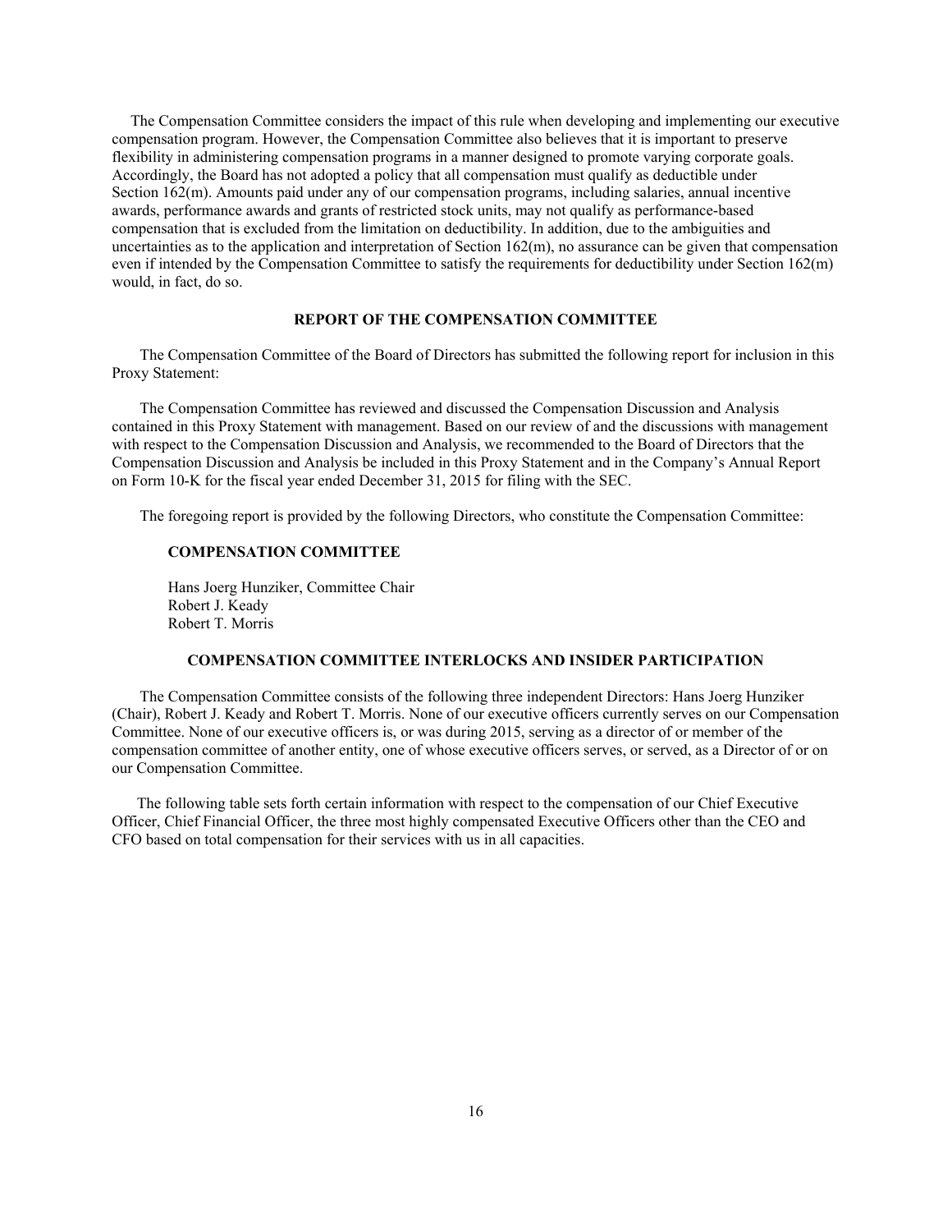The Compensation Committee considers the impact of this rule when developing and implementing our executive compensation program. However, the Compensation Committee also believes that it is important to preserve flexibility in administering compensation programs in a manner designed to promote varying corporate goals. Accordingly, the Board has not adopted a policy that all compensation must qualify as deductible under Section 162(m). Amounts paid under any of our compensation programs, including salaries, annual incentive awards, performance awards and grants of restricted stock units, may not qualify as performance-based compensation that is excluded from the limitation on deductibility. In addition, due to the ambiguities and uncertainties as to the application and interpretation of Section 162(m), no assurance can be given that compensation even if intended by the Compensation Committee to satisfy the requirements for deductibility under Section 162(m) would, in fact, do so.

## REPORT OF THE COMPENSATION COMMITTEE

The Compensation Committee of the Board of Directors has submitted the following report for inclusion in this Proxy Statement:

The Compensation Committee has reviewed and discussed the Compensation Discussion and Analysis contained in this Proxy Statement with management. Based on our review of and the discussions with management with respect to the Compensation Discussion and Analysis, we recommended to the Board of Directors that the Compensation Discussion and Analysis be included in this Proxy Statement and in the Company's Annual Report on Form 10-K for the fiscal year ended December 31, 2015 for filing with the SEC.

The foregoing report is provided by the following Directors, who constitute the Compensation Committee:

**COMPENSATION COMMITTEE**

Hans Joerg Hunziker, Committee Chair
Robert J. Keady
Robert T. Morris

## COMPENSATION COMMITTEE INTERLOCKS AND INSIDER PARTICIPATION

The Compensation Committee consists of the following three independent Directors: Hans Joerg Hunziker (Chair), Robert J. Keady and Robert T. Morris. None of our executive officers currently serves on our Compensation Committee. None of our executive officers is, or was during 2015, serving as a director of or member of the compensation committee of another entity, one of whose executive officers serves, or served, as a Director of or on our Compensation Committee.

The following table sets forth certain information with respect to the compensation of our Chief Executive Officer, Chief Financial Officer, the three most highly compensated Executive Officers other than the CEO and CFO based on total compensation for their services with us in all capacities.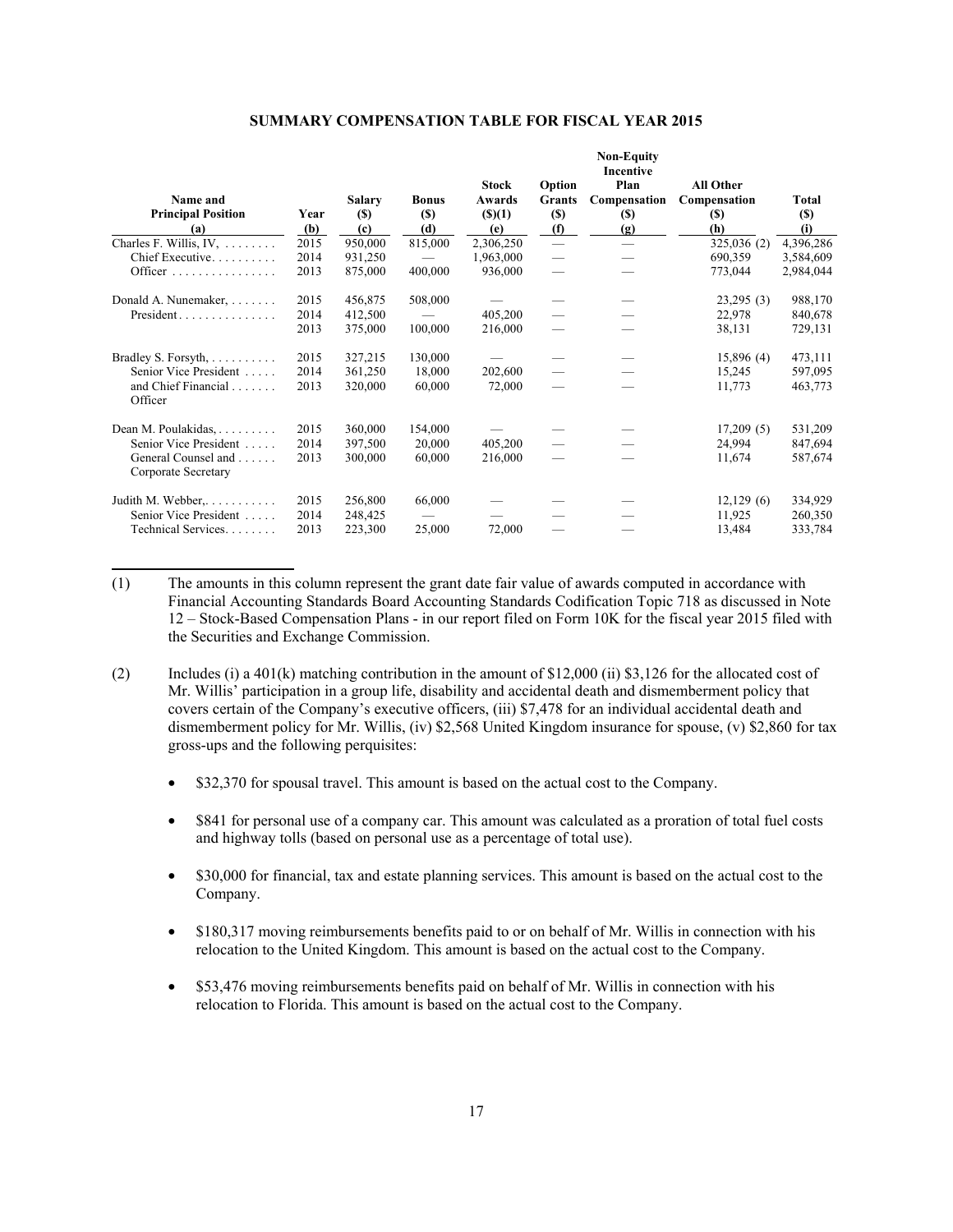## SUMMARY COMPENSATION TABLE FOR FISCAL YEAR 2015

| Name and Principal Position (a) | Year (b) | Salary ($) (c) | Bonus ($) (d) | Stock Awards ($)(1) (e) | Option Grants ($) (f) | Non-Equity Incentive Plan Compensation ($) (g) | All Other Compensation ($) (h) | Total ($) (i) |
|---|---|---|---|---|---|---|---|---|
| Charles F. Willis, IV, Chief Executive Officer | 2015 | 950,000 | 815,000 | 2,306,250 | — | — | 325,036 (2) | 4,396,286 |
| | 2014 | 931,250 | — | 1,963,000 | — | — | 690,359 | 3,584,609 |
| | 2013 | 875,000 | 400,000 | 936,000 | — | — | 773,044 | 2,984,044 |
| Donald A. Nunemaker, President | 2015 | 456,875 | 508,000 | — | — | — | 23,295 (3) | 988,170 |
| | 2014 | 412,500 | — | 405,200 | — | — | 22,978 | 840,678 |
| | 2013 | 375,000 | 100,000 | 216,000 | — | — | 38,131 | 729,131 |
| Bradley S. Forsyth, Senior Vice President and Chief Financial Officer | 2015 | 327,215 | 130,000 | — | — | — | 15,896 (4) | 473,111 |
| | 2014 | 361,250 | 18,000 | 202,600 | — | — | 15,245 | 597,095 |
| | 2013 | 320,000 | 60,000 | 72,000 | — | — | 11,773 | 463,773 |
| Dean M. Poulakidas, Senior Vice President General Counsel and Corporate Secretary | 2015 | 360,000 | 154,000 | — | — | — | 17,209 (5) | 531,209 |
| | 2014 | 397,500 | 20,000 | 405,200 | — | — | 24,994 | 847,694 |
| | 2013 | 300,000 | 60,000 | 216,000 | — | — | 11,674 | 587,674 |
| Judith M. Webber, Senior Vice President Technical Services | 2015 | 256,800 | 66,000 | — | — | — | 12,129 (6) | 334,929 |
| | 2014 | 248,425 | — | — | — | — | 11,925 | 260,350 |
| | 2013 | 223,300 | 25,000 | 72,000 | — | — | 13,484 | 333,784 |

(1) The amounts in this column represent the grant date fair value of awards computed in accordance with Financial Accounting Standards Board Accounting Standards Codification Topic 718 as discussed in Note 12 – Stock-Based Compensation Plans - in our report filed on Form 10K for the fiscal year 2015 filed with the Securities and Exchange Commission.

(2) Includes (i) a 401(k) matching contribution in the amount of $12,000 (ii) $3,126 for the allocated cost of Mr. Willis' participation in a group life, disability and accidental death and dismemberment policy that covers certain of the Company's executive officers, (iii) $7,478 for an individual accidental death and dismemberment policy for Mr. Willis, (iv) $2,568 United Kingdom insurance for spouse, (v) $2,860 for tax gross-ups and the following perquisites:

- $32,370 for spousal travel. This amount is based on the actual cost to the Company.
- $841 for personal use of a company car. This amount was calculated as a proration of total fuel costs and highway tolls (based on personal use as a percentage of total use).
- $30,000 for financial, tax and estate planning services. This amount is based on the actual cost to the Company.
- $180,317 moving reimbursements benefits paid to or on behalf of Mr. Willis in connection with his relocation to the United Kingdom. This amount is based on the actual cost to the Company.
- $53,476 moving reimbursements benefits paid on behalf of Mr. Willis in connection with his relocation to Florida. This amount is based on the actual cost to the Company.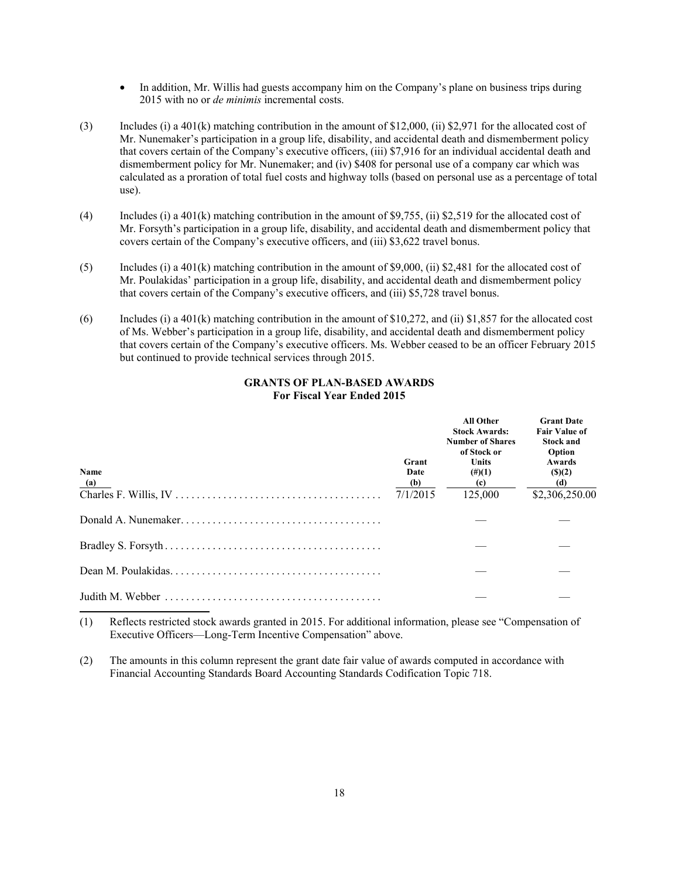- In addition, Mr. Willis had guests accompany him on the Company's plane on business trips during 2015 with no or *de minimis* incremental costs.

(3) Includes (i) a 401(k) matching contribution in the amount of $12,000, (ii) $2,971 for the allocated cost of Mr. Nunemaker's participation in a group life, disability, and accidental death and dismemberment policy that covers certain of the Company's executive officers, (iii) $7,916 for an individual accidental death and dismemberment policy for Mr. Nunemaker; and (iv) $408 for personal use of a company car which was calculated as a proration of total fuel costs and highway tolls (based on personal use as a percentage of total use).

(4) Includes (i) a 401(k) matching contribution in the amount of $9,755, (ii) $2,519 for the allocated cost of Mr. Forsyth's participation in a group life, disability, and accidental death and dismemberment policy that covers certain of the Company's executive officers, and (iii) $3,622 travel bonus.

(5) Includes (i) a 401(k) matching contribution in the amount of $9,000, (ii) $2,481 for the allocated cost of Mr. Poulakidas' participation in a group life, disability, and accidental death and dismemberment policy that covers certain of the Company's executive officers, and (iii) $5,728 travel bonus.

(6) Includes (i) a 401(k) matching contribution in the amount of $10,272, and (ii) $1,857 for the allocated cost of Ms. Webber's participation in a group life, disability, and accidental death and dismemberment policy that covers certain of the Company's executive officers. Ms. Webber ceased to be an officer February 2015 but continued to provide technical services through 2015.

## GRANTS OF PLAN-BASED AWARDS
### For Fiscal Year Ended 2015

| Name (a) | Grant Date (b) | All Other Stock Awards: Number of Shares of Stock or Units (#)(1) (c) | Grant Date Fair Value of Stock and Option Awards ($)(2) (d) |
|---|---|---|---|
| Charles F. Willis, IV | 7/1/2015 | 125,000 | $2,306,250.00 |
| Donald A. Nunemaker | | — | — |
| Bradley S. Forsyth | | — | — |
| Dean M. Poulakidas | | — | — |
| Judith M. Webber | | — | — |

(1) Reflects restricted stock awards granted in 2015. For additional information, please see "Compensation of Executive Officers—Long-Term Incentive Compensation" above.

(2) The amounts in this column represent the grant date fair value of awards computed in accordance with Financial Accounting Standards Board Accounting Standards Codification Topic 718.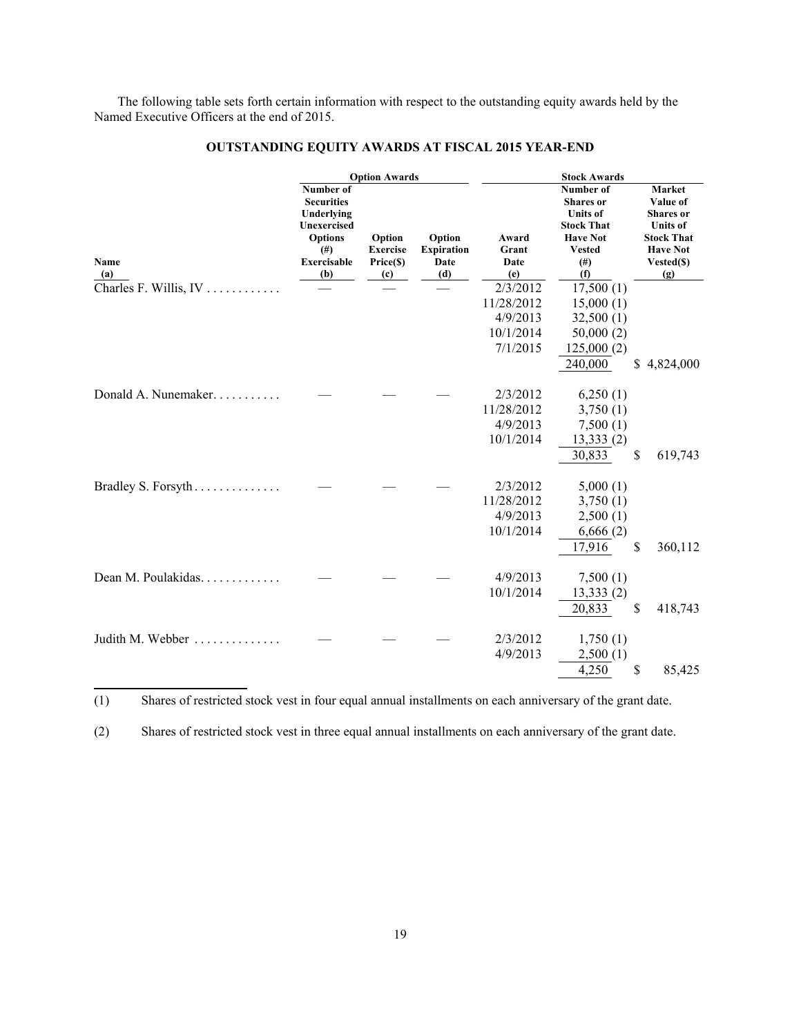The following table sets forth certain information with respect to the outstanding equity awards held by the Named Executive Officers at the end of 2015.

## OUTSTANDING EQUITY AWARDS AT FISCAL 2015 YEAR-END

| | Option Awards | | | Stock Awards | | |
|---|---|---|---|---|---|---|
| Name (a) | Number of Securities Underlying Unexercised Options (#) Exercisable (b) | Option Exercise Price($) (c) | Option Expiration Date (d) | Award Grant Date (e) | Number of Shares or Units of Stock That Have Not Vested (#) (f) | Market Value of Shares or Units of Stock That Have Not Vested($) (g) |
| Charles F. Willis, IV | — | — | — | 2/3/2012 | 17,500 (1) | |
| | | | | 11/28/2012 | 15,000 (1) | |
| | | | | 4/9/2013 | 32,500 (1) | |
| | | | | 10/1/2014 | 50,000 (2) | |
| | | | | 7/1/2015 | 125,000 (2) | |
| | | | | | 240,000 | $ 4,824,000 |
| Donald A. Nunemaker | — | — | — | 2/3/2012 | 6,250 (1) | |
| | | | | 11/28/2012 | 3,750 (1) | |
| | | | | 4/9/2013 | 7,500 (1) | |
| | | | | 10/1/2014 | 13,333 (2) | |
| | | | | | 30,833 | $ 619,743 |
| Bradley S. Forsyth | — | — | — | 2/3/2012 | 5,000 (1) | |
| | | | | 11/28/2012 | 3,750 (1) | |
| | | | | 4/9/2013 | 2,500 (1) | |
| | | | | 10/1/2014 | 6,666 (2) | |
| | | | | | 17,916 | $ 360,112 |
| Dean M. Poulakidas | — | — | — | 4/9/2013 | 7,500 (1) | |
| | | | | 10/1/2014 | 13,333 (2) | |
| | | | | | 20,833 | $ 418,743 |
| Judith M. Webber | — | — | — | 2/3/2012 | 1,750 (1) | |
| | | | | 4/9/2013 | 2,500 (1) | |
| | | | | | 4,250 | $ 85,425 |

(1) Shares of restricted stock vest in four equal annual installments on each anniversary of the grant date.

(2) Shares of restricted stock vest in three equal annual installments on each anniversary of the grant date.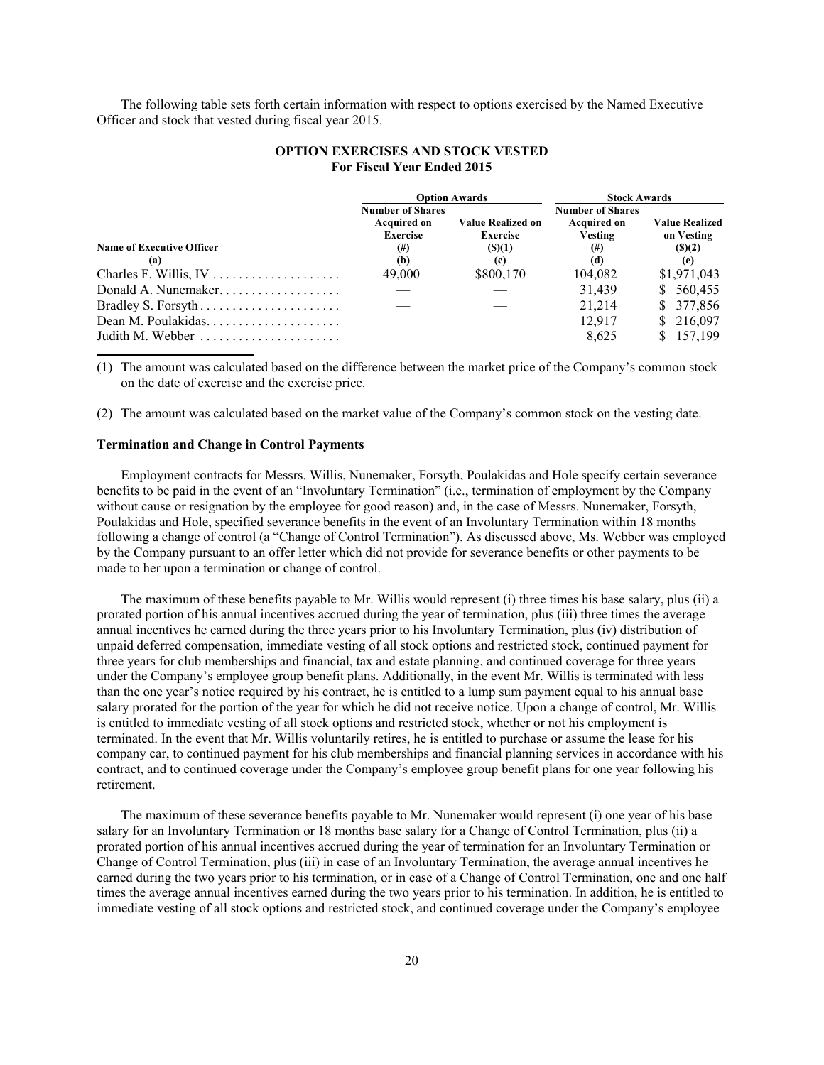The following table sets forth certain information with respect to options exercised by the Named Executive Officer and stock that vested during fiscal year 2015.

**OPTION EXERCISES AND STOCK VESTED**
**For Fiscal Year Ended 2015**

| | Option Awards | | Stock Awards | |
|---|---|---|---|---|
| Name of Executive Officer (a) | Number of Shares Acquired on Exercise (#) (b) | Value Realized on Exercise ($)(1) (c) | Number of Shares Acquired on Vesting (#) (d) | Value Realized on Vesting ($)(2) (e) |
| Charles F. Willis, IV | 49,000 | $800,170 | 104,082 | $1,971,043 |
| Donald A. Nunemaker | — | — | 31,439 | $ 560,455 |
| Bradley S. Forsyth | — | — | 21,214 | $ 377,856 |
| Dean M. Poulakidas | — | — | 12,917 | $ 216,097 |
| Judith M. Webber | — | — | 8,625 | $ 157,199 |

(1) The amount was calculated based on the difference between the market price of the Company's common stock on the date of exercise and the exercise price.

(2) The amount was calculated based on the market value of the Company's common stock on the vesting date.

**Termination and Change in Control Payments**

Employment contracts for Messrs. Willis, Nunemaker, Forsyth, Poulakidas and Hole specify certain severance benefits to be paid in the event of an "Involuntary Termination" (i.e., termination of employment by the Company without cause or resignation by the employee for good reason) and, in the case of Messrs. Nunemaker, Forsyth, Poulakidas and Hole, specified severance benefits in the event of an Involuntary Termination within 18 months following a change of control (a "Change of Control Termination"). As discussed above, Ms. Webber was employed by the Company pursuant to an offer letter which did not provide for severance benefits or other payments to be made to her upon a termination or change of control.

The maximum of these benefits payable to Mr. Willis would represent (i) three times his base salary, plus (ii) a prorated portion of his annual incentives accrued during the year of termination, plus (iii) three times the average annual incentives he earned during the three years prior to his Involuntary Termination, plus (iv) distribution of unpaid deferred compensation, immediate vesting of all stock options and restricted stock, continued payment for three years for club memberships and financial, tax and estate planning, and continued coverage for three years under the Company's employee group benefit plans. Additionally, in the event Mr. Willis is terminated with less than the one year's notice required by his contract, he is entitled to a lump sum payment equal to his annual base salary prorated for the portion of the year for which he did not receive notice. Upon a change of control, Mr. Willis is entitled to immediate vesting of all stock options and restricted stock, whether or not his employment is terminated. In the event that Mr. Willis voluntarily retires, he is entitled to purchase or assume the lease for his company car, to continued payment for his club memberships and financial planning services in accordance with his contract, and to continued coverage under the Company's employee group benefit plans for one year following his retirement.

The maximum of these severance benefits payable to Mr. Nunemaker would represent (i) one year of his base salary for an Involuntary Termination or 18 months base salary for a Change of Control Termination, plus (ii) a prorated portion of his annual incentives accrued during the year of termination for an Involuntary Termination or Change of Control Termination, plus (iii) in case of an Involuntary Termination, the average annual incentives he earned during the two years prior to his termination, or in case of a Change of Control Termination, one and one half times the average annual incentives earned during the two years prior to his termination. In addition, he is entitled to immediate vesting of all stock options and restricted stock, and continued coverage under the Company's employee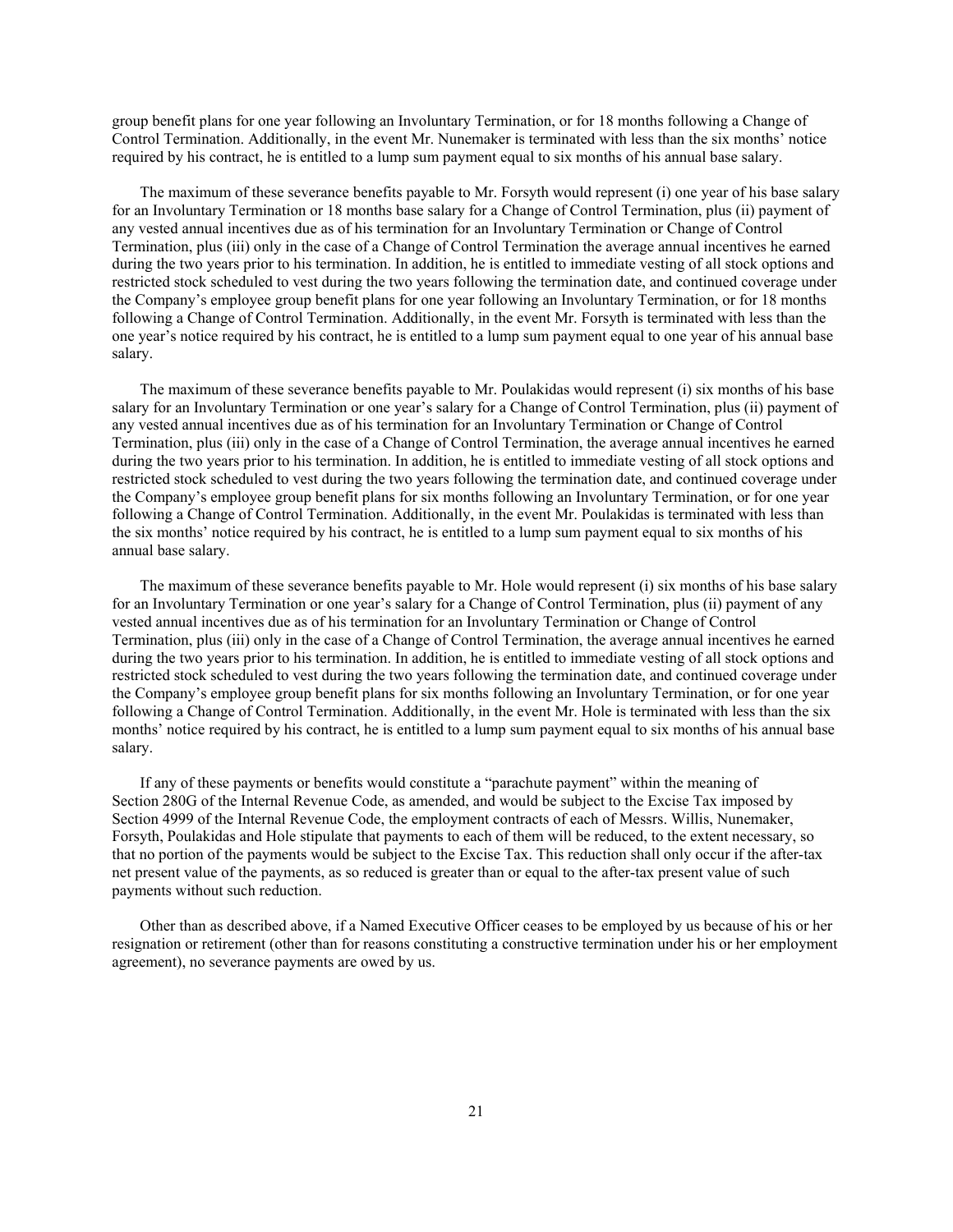group benefit plans for one year following an Involuntary Termination, or for 18 months following a Change of Control Termination. Additionally, in the event Mr. Nunemaker is terminated with less than the six months' notice required by his contract, he is entitled to a lump sum payment equal to six months of his annual base salary.

The maximum of these severance benefits payable to Mr. Forsyth would represent (i) one year of his base salary for an Involuntary Termination or 18 months base salary for a Change of Control Termination, plus (ii) payment of any vested annual incentives due as of his termination for an Involuntary Termination or Change of Control Termination, plus (iii) only in the case of a Change of Control Termination the average annual incentives he earned during the two years prior to his termination. In addition, he is entitled to immediate vesting of all stock options and restricted stock scheduled to vest during the two years following the termination date, and continued coverage under the Company's employee group benefit plans for one year following an Involuntary Termination, or for 18 months following a Change of Control Termination. Additionally, in the event Mr. Forsyth is terminated with less than the one year's notice required by his contract, he is entitled to a lump sum payment equal to one year of his annual base salary.

The maximum of these severance benefits payable to Mr. Poulakidas would represent (i) six months of his base salary for an Involuntary Termination or one year's salary for a Change of Control Termination, plus (ii) payment of any vested annual incentives due as of his termination for an Involuntary Termination or Change of Control Termination, plus (iii) only in the case of a Change of Control Termination, the average annual incentives he earned during the two years prior to his termination. In addition, he is entitled to immediate vesting of all stock options and restricted stock scheduled to vest during the two years following the termination date, and continued coverage under the Company's employee group benefit plans for six months following an Involuntary Termination, or for one year following a Change of Control Termination. Additionally, in the event Mr. Poulakidas is terminated with less than the six months' notice required by his contract, he is entitled to a lump sum payment equal to six months of his annual base salary.

The maximum of these severance benefits payable to Mr. Hole would represent (i) six months of his base salary for an Involuntary Termination or one year's salary for a Change of Control Termination, plus (ii) payment of any vested annual incentives due as of his termination for an Involuntary Termination or Change of Control Termination, plus (iii) only in the case of a Change of Control Termination, the average annual incentives he earned during the two years prior to his termination. In addition, he is entitled to immediate vesting of all stock options and restricted stock scheduled to vest during the two years following the termination date, and continued coverage under the Company's employee group benefit plans for six months following an Involuntary Termination, or for one year following a Change of Control Termination. Additionally, in the event Mr. Hole is terminated with less than the six months' notice required by his contract, he is entitled to a lump sum payment equal to six months of his annual base salary.

If any of these payments or benefits would constitute a "parachute payment" within the meaning of Section 280G of the Internal Revenue Code, as amended, and would be subject to the Excise Tax imposed by Section 4999 of the Internal Revenue Code, the employment contracts of each of Messrs. Willis, Nunemaker, Forsyth, Poulakidas and Hole stipulate that payments to each of them will be reduced, to the extent necessary, so that no portion of the payments would be subject to the Excise Tax. This reduction shall only occur if the after-tax net present value of the payments, as so reduced is greater than or equal to the after-tax present value of such payments without such reduction.

Other than as described above, if a Named Executive Officer ceases to be employed by us because of his or her resignation or retirement (other than for reasons constituting a constructive termination under his or her employment agreement), no severance payments are owed by us.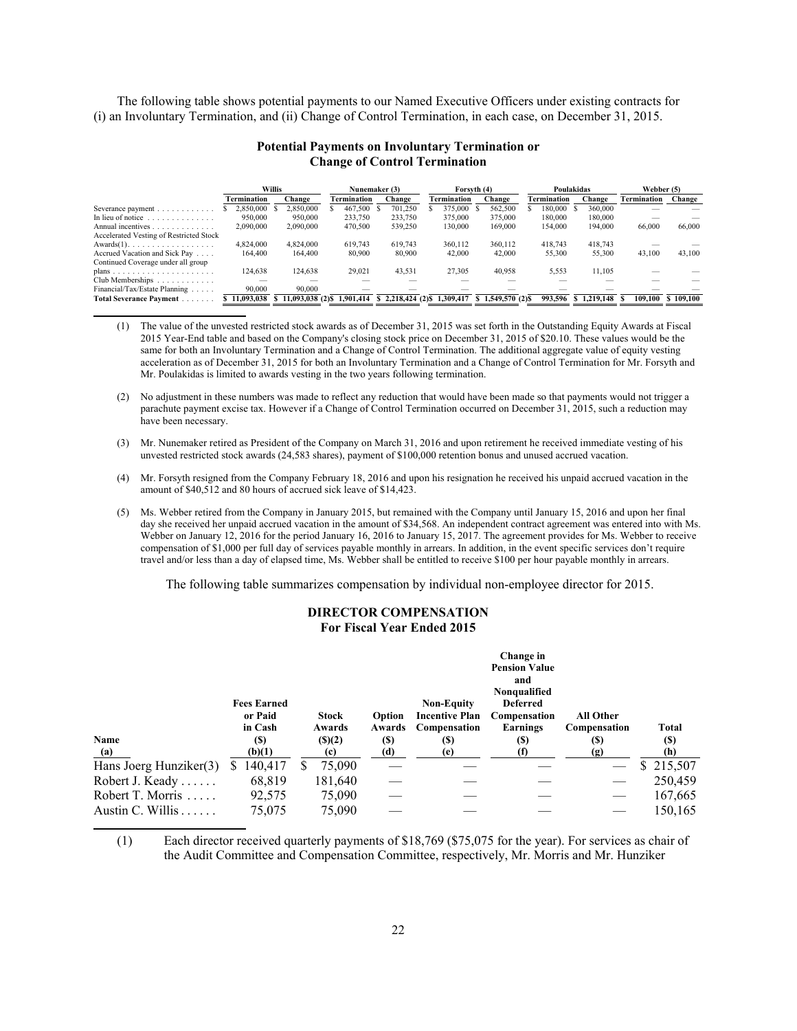The following table shows potential payments to our Named Executive Officers under existing contracts for (i) an Involuntary Termination, and (ii) Change of Control Termination, in each case, on December 31, 2015.

**Potential Payments on Involuntary Termination or Change of Control Termination**

| | Willis | | Nunemaker (3) | | Forsyth (4) | | Poulakidas | | Webber (5) | |
|---|---|---|---|---|---|---|---|---|---|---|
| | Termination | Change | Termination | Change | Termination | Change | Termination | Change | Termination | Change |
| Severance payment | $ 2,850,000 | $ 2,850,000 | $ 467,500 | $ 701,250 | $ 375,000 | $ 562,500 | $ 180,000 | $ 360,000 | — | — |
| In lieu of notice | 950,000 | 950,000 | 233,750 | 233,750 | 375,000 | 375,000 | 180,000 | 180,000 | — | — |
| Annual incentives | 2,090,000 | 2,090,000 | 470,500 | 539,250 | 130,000 | 169,000 | 154,000 | 194,000 | 66,000 | 66,000 |
| Accelerated Vesting of Restricted Stock Awards(1) | 4,824,000 | 4,824,000 | 619,743 | 619,743 | 360,112 | 360,112 | 418,743 | 418,743 | — | — |
| Accrued Vacation and Sick Pay | 164,400 | 164,400 | 80,900 | 80,900 | 42,000 | 42,000 | 55,300 | 55,300 | 43,100 | 43,100 |
| Continued Coverage under all group plans | 124,638 | 124,638 | 29,021 | 43,531 | 27,305 | 40,958 | 5,553 | 11,105 | — | — |
| Club Memberships | — | — | — | — | — | — | — | — | — | — |
| Financial/Tax/Estate Planning | 90,000 | 90,000 | — | — | — | — | — | — | — | — |
| **Total Severance Payment** | $ 11,093,038 | $ 11,093,038 (2) | $ 1,901,414 | $ 2,218,424 (2) | $ 1,309,417 | $ 1,549,570 (2) | $ 993,596 | $ 1,219,148 | $ 109,100 | $ 109,100 |

(1) The value of the unvested restricted stock awards as of December 31, 2015 was set forth in the Outstanding Equity Awards at Fiscal 2015 Year-End table and based on the Company's closing stock price on December 31, 2015 of $20.10. These values would be the same for both an Involuntary Termination and a Change of Control Termination. The additional aggregate value of equity vesting acceleration as of December 31, 2015 for both an Involuntary Termination and a Change of Control Termination for Mr. Forsyth and Mr. Poulakidas is limited to awards vesting in the two years following termination.

(2) No adjustment in these numbers was made to reflect any reduction that would have been made so that payments would not trigger a parachute payment excise tax. However if a Change of Control Termination occurred on December 31, 2015, such a reduction may have been necessary.

(3) Mr. Nunemaker retired as President of the Company on March 31, 2016 and upon retirement he received immediate vesting of his unvested restricted stock awards (24,583 shares), payment of $100,000 retention bonus and unused accrued vacation.

(4) Mr. Forsyth resigned from the Company February 18, 2016 and upon his resignation he received his unpaid accrued vacation in the amount of $40,512 and 80 hours of accrued sick leave of $14,423.

(5) Ms. Webber retired from the Company in January 2015, but remained with the Company until January 15, 2016 and upon her final day she received her unpaid accrued vacation in the amount of $34,568. An independent contract agreement was entered into with Ms. Webber on January 12, 2016 for the period January 16, 2016 to January 15, 2017. The agreement provides for Ms. Webber to receive compensation of $1,000 per full day of services payable monthly in arrears. In addition, in the event specific services don't require travel and/or less than a day of elapsed time, Ms. Webber shall be entitled to receive $100 per hour payable monthly in arrears.

The following table summarizes compensation by individual non-employee director for 2015.

**DIRECTOR COMPENSATION**
**For Fiscal Year Ended 2015**

| Name (a) | Fees Earned or Paid in Cash ($) (b)(1) | Stock Awards ($)(2) (c) | Option Awards ($) (d) | Non-Equity Incentive Plan Compensation ($) (e) | Change in Pension Value and Nonqualified Deferred Compensation Earnings ($) (f) | All Other Compensation ($) (g) | Total ($) (h) |
|---|---|---|---|---|---|---|---|
| Hans Joerg Hunziker(3) | $ 140,417 | $ 75,090 | — | — | — | — | $ 215,507 |
| Robert J. Keady | 68,819 | 181,640 | — | — | — | — | 250,459 |
| Robert T. Morris | 92,575 | 75,090 | — | — | — | — | 167,665 |
| Austin C. Willis | 75,075 | 75,090 | — | — | — | — | 150,165 |

(1) Each director received quarterly payments of $18,769 ($75,075 for the year). For services as chair of the Audit Committee and Compensation Committee, respectively, Mr. Morris and Mr. Hunziker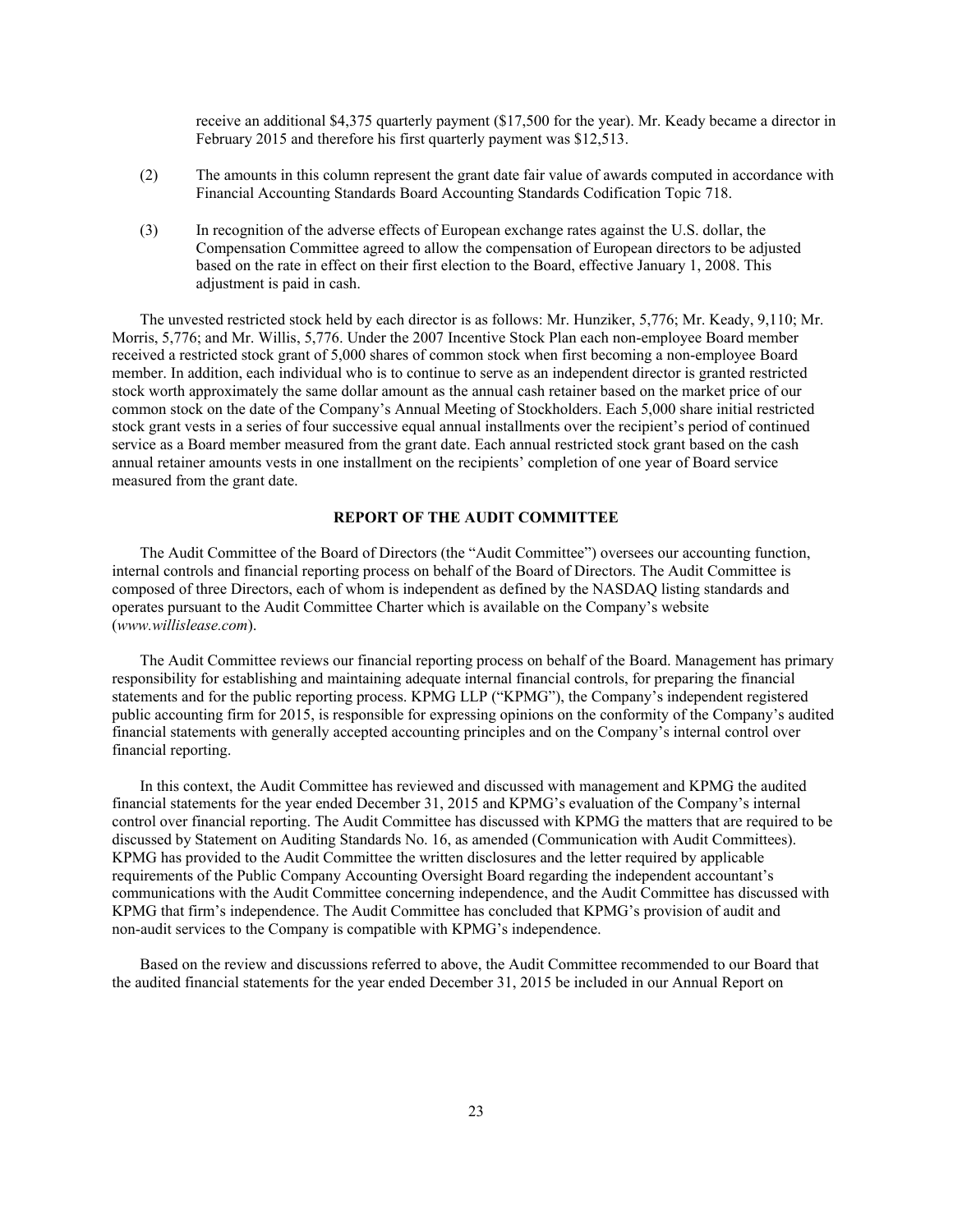receive an additional $4,375 quarterly payment ($17,500 for the year). Mr. Keady became a director in February 2015 and therefore his first quarterly payment was $12,513.

(2) The amounts in this column represent the grant date fair value of awards computed in accordance with Financial Accounting Standards Board Accounting Standards Codification Topic 718.

(3) In recognition of the adverse effects of European exchange rates against the U.S. dollar, the Compensation Committee agreed to allow the compensation of European directors to be adjusted based on the rate in effect on their first election to the Board, effective January 1, 2008. This adjustment is paid in cash.

The unvested restricted stock held by each director is as follows: Mr. Hunziker, 5,776; Mr. Keady, 9,110; Mr. Morris, 5,776; and Mr. Willis, 5,776. Under the 2007 Incentive Stock Plan each non-employee Board member received a restricted stock grant of 5,000 shares of common stock when first becoming a non-employee Board member. In addition, each individual who is to continue to serve as an independent director is granted restricted stock worth approximately the same dollar amount as the annual cash retainer based on the market price of our common stock on the date of the Company's Annual Meeting of Stockholders. Each 5,000 share initial restricted stock grant vests in a series of four successive equal annual installments over the recipient's period of continued service as a Board member measured from the grant date. Each annual restricted stock grant based on the cash annual retainer amounts vests in one installment on the recipients' completion of one year of Board service measured from the grant date.

## REPORT OF THE AUDIT COMMITTEE

The Audit Committee of the Board of Directors (the "Audit Committee") oversees our accounting function, internal controls and financial reporting process on behalf of the Board of Directors. The Audit Committee is composed of three Directors, each of whom is independent as defined by the NASDAQ listing standards and operates pursuant to the Audit Committee Charter which is available on the Company's website (*www.willislease.com*).

The Audit Committee reviews our financial reporting process on behalf of the Board. Management has primary responsibility for establishing and maintaining adequate internal financial controls, for preparing the financial statements and for the public reporting process. KPMG LLP ("KPMG"), the Company's independent registered public accounting firm for 2015, is responsible for expressing opinions on the conformity of the Company's audited financial statements with generally accepted accounting principles and on the Company's internal control over financial reporting.

In this context, the Audit Committee has reviewed and discussed with management and KPMG the audited financial statements for the year ended December 31, 2015 and KPMG's evaluation of the Company's internal control over financial reporting. The Audit Committee has discussed with KPMG the matters that are required to be discussed by Statement on Auditing Standards No. 16, as amended (Communication with Audit Committees). KPMG has provided to the Audit Committee the written disclosures and the letter required by applicable requirements of the Public Company Accounting Oversight Board regarding the independent accountant's communications with the Audit Committee concerning independence, and the Audit Committee has discussed with KPMG that firm's independence. The Audit Committee has concluded that KPMG's provision of audit and non-audit services to the Company is compatible with KPMG's independence.

Based on the review and discussions referred to above, the Audit Committee recommended to our Board that the audited financial statements for the year ended December 31, 2015 be included in our Annual Report on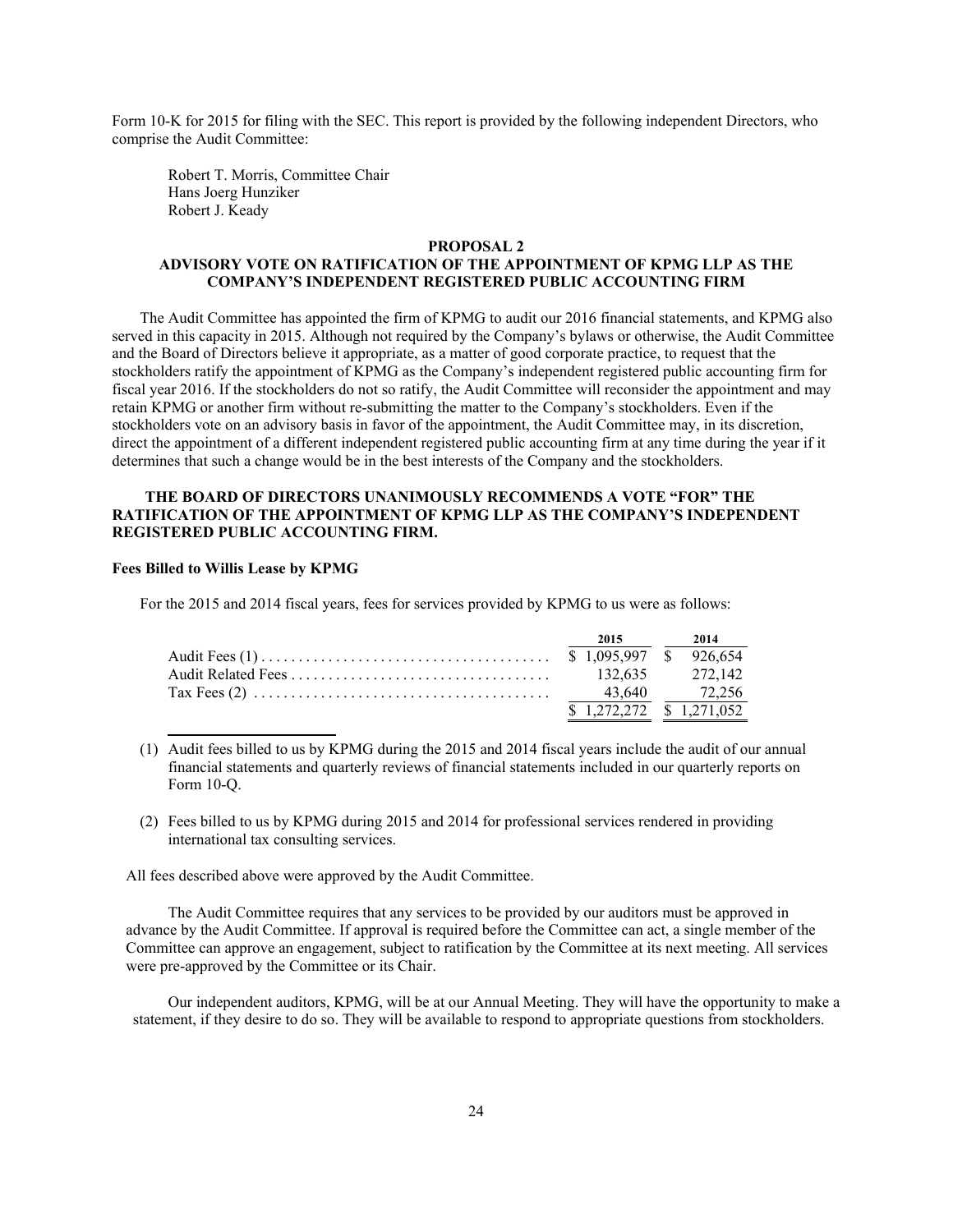Form 10-K for 2015 for filing with the SEC. This report is provided by the following independent Directors, who comprise the Audit Committee:

Robert T. Morris, Committee Chair
Hans Joerg Hunziker
Robert J. Keady

## PROPOSAL 2
## ADVISORY VOTE ON RATIFICATION OF THE APPOINTMENT OF KPMG LLP AS THE COMPANY'S INDEPENDENT REGISTERED PUBLIC ACCOUNTING FIRM

The Audit Committee has appointed the firm of KPMG to audit our 2016 financial statements, and KPMG also served in this capacity in 2015. Although not required by the Company's bylaws or otherwise, the Audit Committee and the Board of Directors believe it appropriate, as a matter of good corporate practice, to request that the stockholders ratify the appointment of KPMG as the Company's independent registered public accounting firm for fiscal year 2016. If the stockholders do not so ratify, the Audit Committee will reconsider the appointment and may retain KPMG or another firm without re-submitting the matter to the Company's stockholders. Even if the stockholders vote on an advisory basis in favor of the appointment, the Audit Committee may, in its discretion, direct the appointment of a different independent registered public accounting firm at any time during the year if it determines that such a change would be in the best interests of the Company and the stockholders.

**THE BOARD OF DIRECTORS UNANIMOUSLY RECOMMENDS A VOTE "FOR" THE RATIFICATION OF THE APPOINTMENT OF KPMG LLP AS THE COMPANY'S INDEPENDENT REGISTERED PUBLIC ACCOUNTING FIRM.**

**Fees Billed to Willis Lease by KPMG**

For the 2015 and 2014 fiscal years, fees for services provided by KPMG to us were as follows:

| | 2015 | 2014 |
|---|---|---|
| Audit Fees (1) | $ 1,095,997 | $ 926,654 |
| Audit Related Fees | 132,635 | 272,142 |
| Tax Fees (2) | 43,640 | 72,256 |
| | $ 1,272,272 | $ 1,271,052 |

(1) Audit fees billed to us by KPMG during the 2015 and 2014 fiscal years include the audit of our annual financial statements and quarterly reviews of financial statements included in our quarterly reports on Form 10-Q.

(2) Fees billed to us by KPMG during 2015 and 2014 for professional services rendered in providing international tax consulting services.

All fees described above were approved by the Audit Committee.

The Audit Committee requires that any services to be provided by our auditors must be approved in advance by the Audit Committee. If approval is required before the Committee can act, a single member of the Committee can approve an engagement, subject to ratification by the Committee at its next meeting. All services were pre-approved by the Committee or its Chair.

Our independent auditors, KPMG, will be at our Annual Meeting. They will have the opportunity to make a statement, if they desire to do so. They will be available to respond to appropriate questions from stockholders.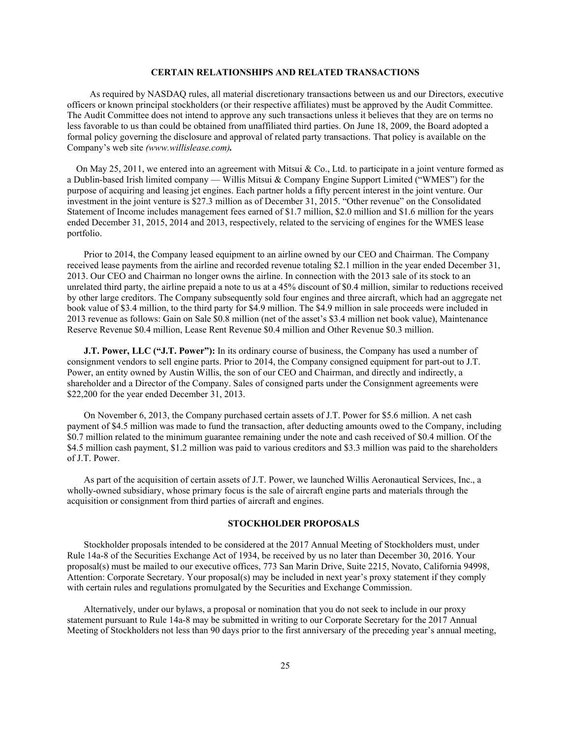## CERTAIN RELATIONSHIPS AND RELATED TRANSACTIONS

As required by NASDAQ rules, all material discretionary transactions between us and our Directors, executive officers or known principal stockholders (or their respective affiliates) must be approved by the Audit Committee. The Audit Committee does not intend to approve any such transactions unless it believes that they are on terms no less favorable to us than could be obtained from unaffiliated third parties. On June 18, 2009, the Board adopted a formal policy governing the disclosure and approval of related party transactions. That policy is available on the Company's web site *(www.willislease.com)*.

On May 25, 2011, we entered into an agreement with Mitsui & Co., Ltd. to participate in a joint venture formed as a Dublin-based Irish limited company — Willis Mitsui & Company Engine Support Limited ("WMES") for the purpose of acquiring and leasing jet engines. Each partner holds a fifty percent interest in the joint venture. Our investment in the joint venture is $27.3 million as of December 31, 2015. "Other revenue" on the Consolidated Statement of Income includes management fees earned of $1.7 million, $2.0 million and $1.6 million for the years ended December 31, 2015, 2014 and 2013, respectively, related to the servicing of engines for the WMES lease portfolio.

Prior to 2014, the Company leased equipment to an airline owned by our CEO and Chairman. The Company received lease payments from the airline and recorded revenue totaling $2.1 million in the year ended December 31, 2013. Our CEO and Chairman no longer owns the airline. In connection with the 2013 sale of its stock to an unrelated third party, the airline prepaid a note to us at a 45% discount of $0.4 million, similar to reductions received by other large creditors. The Company subsequently sold four engines and three aircraft, which had an aggregate net book value of $3.4 million, to the third party for $4.9 million. The $4.9 million in sale proceeds were included in 2013 revenue as follows: Gain on Sale $0.8 million (net of the asset's $3.4 million net book value), Maintenance Reserve Revenue $0.4 million, Lease Rent Revenue $0.4 million and Other Revenue $0.3 million.

**J.T. Power, LLC ("J.T. Power"):** In its ordinary course of business, the Company has used a number of consignment vendors to sell engine parts. Prior to 2014, the Company consigned equipment for part-out to J.T. Power, an entity owned by Austin Willis, the son of our CEO and Chairman, and directly and indirectly, a shareholder and a Director of the Company. Sales of consigned parts under the Consignment agreements were $22,200 for the year ended December 31, 2013.

On November 6, 2013, the Company purchased certain assets of J.T. Power for $5.6 million. A net cash payment of $4.5 million was made to fund the transaction, after deducting amounts owed to the Company, including $0.7 million related to the minimum guarantee remaining under the note and cash received of $0.4 million. Of the $4.5 million cash payment, $1.2 million was paid to various creditors and $3.3 million was paid to the shareholders of J.T. Power.

As part of the acquisition of certain assets of J.T. Power, we launched Willis Aeronautical Services, Inc., a wholly-owned subsidiary, whose primary focus is the sale of aircraft engine parts and materials through the acquisition or consignment from third parties of aircraft and engines.

## STOCKHOLDER PROPOSALS

Stockholder proposals intended to be considered at the 2017 Annual Meeting of Stockholders must, under Rule 14a-8 of the Securities Exchange Act of 1934, be received by us no later than December 30, 2016. Your proposal(s) must be mailed to our executive offices, 773 San Marin Drive, Suite 2215, Novato, California 94998, Attention: Corporate Secretary. Your proposal(s) may be included in next year's proxy statement if they comply with certain rules and regulations promulgated by the Securities and Exchange Commission.

Alternatively, under our bylaws, a proposal or nomination that you do not seek to include in our proxy statement pursuant to Rule 14a-8 may be submitted in writing to our Corporate Secretary for the 2017 Annual Meeting of Stockholders not less than 90 days prior to the first anniversary of the preceding year's annual meeting,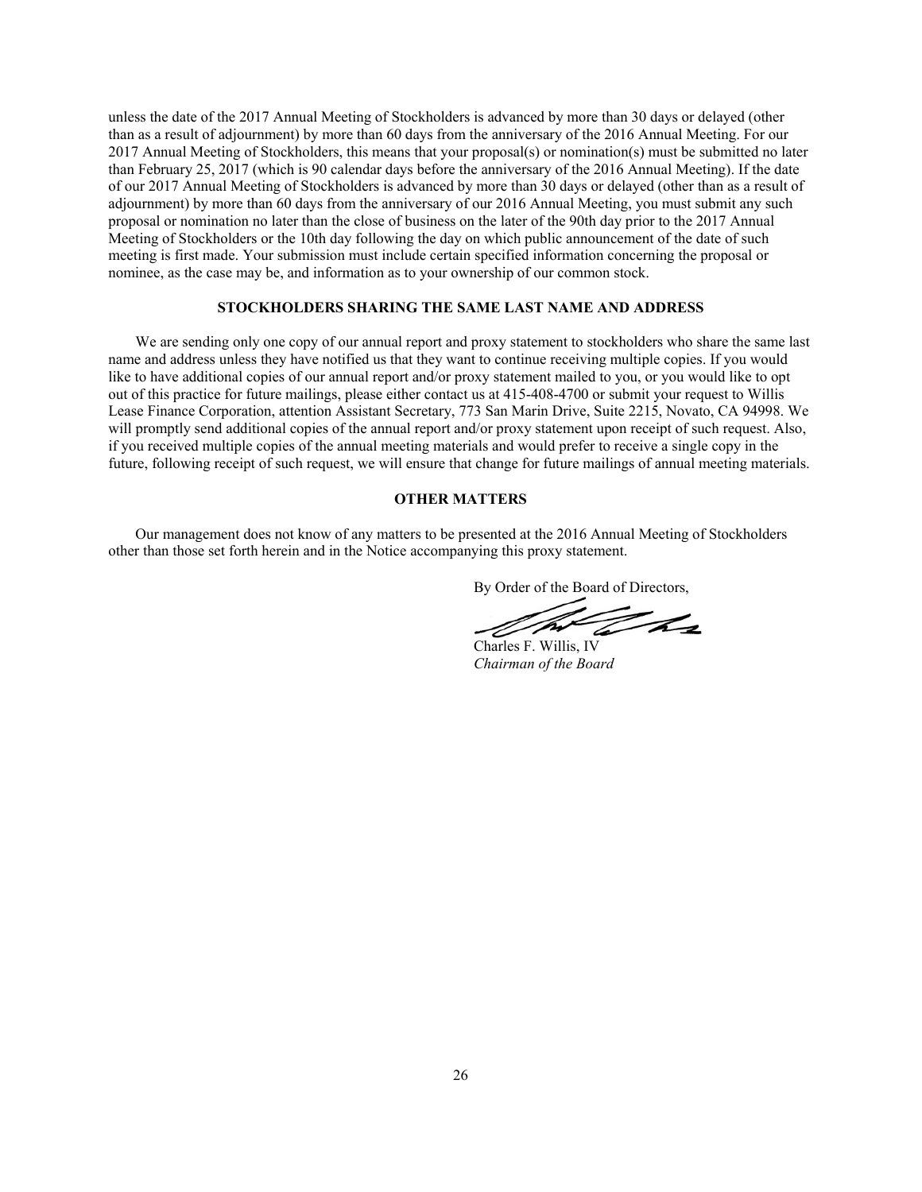unless the date of the 2017 Annual Meeting of Stockholders is advanced by more than 30 days or delayed (other than as a result of adjournment) by more than 60 days from the anniversary of the 2016 Annual Meeting. For our 2017 Annual Meeting of Stockholders, this means that your proposal(s) or nomination(s) must be submitted no later than February 25, 2017 (which is 90 calendar days before the anniversary of the 2016 Annual Meeting). If the date of our 2017 Annual Meeting of Stockholders is advanced by more than 30 days or delayed (other than as a result of adjournment) by more than 60 days from the anniversary of our 2016 Annual Meeting, you must submit any such proposal or nomination no later than the close of business on the later of the 90th day prior to the 2017 Annual Meeting of Stockholders or the 10th day following the day on which public announcement of the date of such meeting is first made. Your submission must include certain specified information concerning the proposal or nominee, as the case may be, and information as to your ownership of our common stock.

## STOCKHOLDERS SHARING THE SAME LAST NAME AND ADDRESS

We are sending only one copy of our annual report and proxy statement to stockholders who share the same last name and address unless they have notified us that they want to continue receiving multiple copies. If you would like to have additional copies of our annual report and/or proxy statement mailed to you, or you would like to opt out of this practice for future mailings, please either contact us at 415-408-4700 or submit your request to Willis Lease Finance Corporation, attention Assistant Secretary, 773 San Marin Drive, Suite 2215, Novato, CA 94998. We will promptly send additional copies of the annual report and/or proxy statement upon receipt of such request. Also, if you received multiple copies of the annual meeting materials and would prefer to receive a single copy in the future, following receipt of such request, we will ensure that change for future mailings of annual meeting materials.

## OTHER MATTERS

Our management does not know of any matters to be presented at the 2016 Annual Meeting of Stockholders other than those set forth herein and in the Notice accompanying this proxy statement.

By Order of the Board of Directors,

Charles F. Willis, IV
*Chairman of the Board*